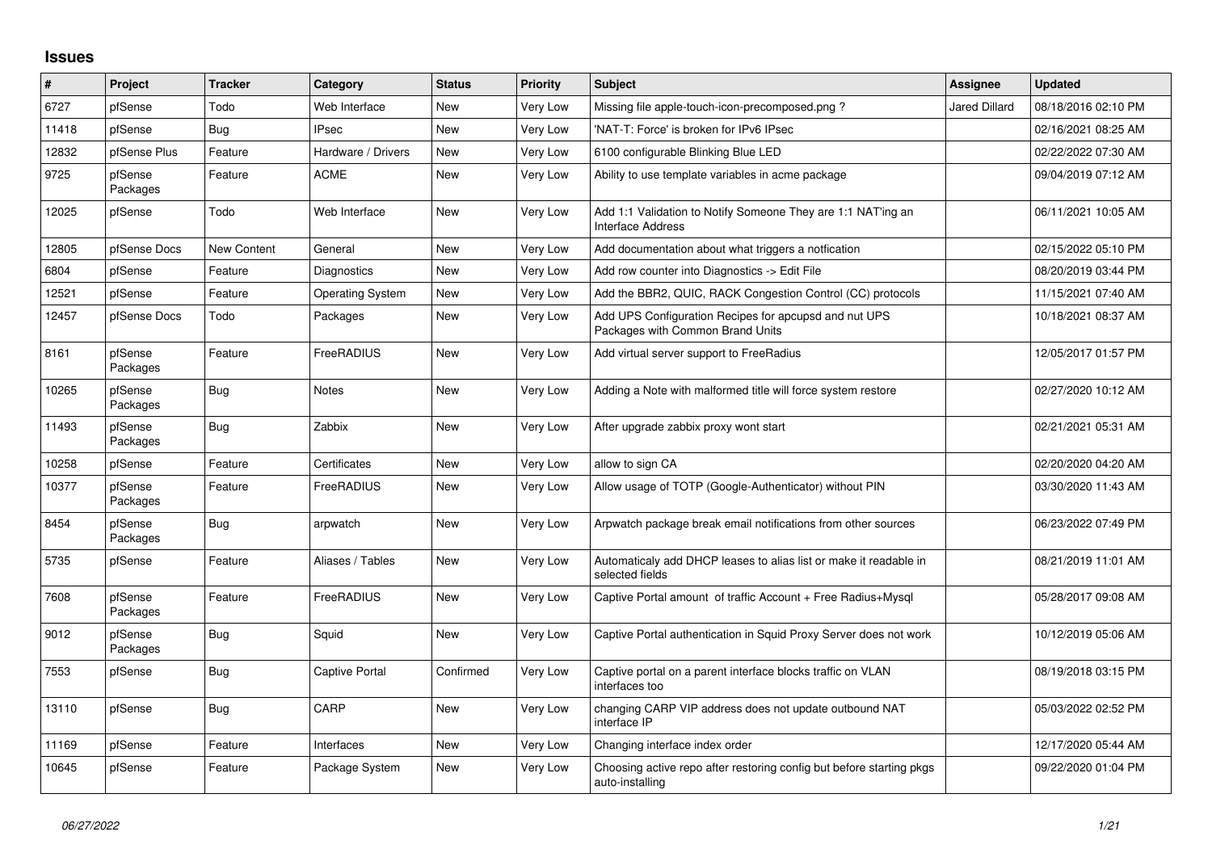## Issues

| # | Project | Tracker | Category | Status | Priority | Subject | Assignee | Updated |
|---|---|---|---|---|---|---|---|---|
| 6727 | pfSense | Todo | Web Interface | New | Very Low | Missing file apple-touch-icon-precomposed.png ? | Jared Dillard | 08/18/2016 02:10 PM |
| 11418 | pfSense | Bug | IPsec | New | Very Low | 'NAT-T: Force' is broken for IPv6 IPsec | | 02/16/2021 08:25 AM |
| 12832 | pfSense Plus | Feature | Hardware / Drivers | New | Very Low | 6100 configurable Blinking Blue LED | | 02/22/2022 07:30 AM |
| 9725 | pfSense Packages | Feature | ACME | New | Very Low | Ability to use template variables in acme package | | 09/04/2019 07:12 AM |
| 12025 | pfSense | Todo | Web Interface | New | Very Low | Add 1:1 Validation to Notify Someone They are 1:1 NAT'ing an Interface Address | | 06/11/2021 10:05 AM |
| 12805 | pfSense Docs | New Content | General | New | Very Low | Add documentation about what triggers a notfication | | 02/15/2022 05:10 PM |
| 6804 | pfSense | Feature | Diagnostics | New | Very Low | Add row counter into Diagnostics -> Edit File | | 08/20/2019 03:44 PM |
| 12521 | pfSense | Feature | Operating System | New | Very Low | Add the BBR2, QUIC, RACK Congestion Control (CC) protocols | | 11/15/2021 07:40 AM |
| 12457 | pfSense Docs | Todo | Packages | New | Very Low | Add UPS Configuration Recipes for apcupsd and nut UPS Packages with Common Brand Units | | 10/18/2021 08:37 AM |
| 8161 | pfSense Packages | Feature | FreeRADIUS | New | Very Low | Add virtual server support to FreeRadius | | 12/05/2017 01:57 PM |
| 10265 | pfSense Packages | Bug | Notes | New | Very Low | Adding a Note with malformed title will force system restore | | 02/27/2020 10:12 AM |
| 11493 | pfSense Packages | Bug | Zabbix | New | Very Low | After upgrade zabbix proxy wont start | | 02/21/2021 05:31 AM |
| 10258 | pfSense | Feature | Certificates | New | Very Low | allow to sign CA | | 02/20/2020 04:20 AM |
| 10377 | pfSense Packages | Feature | FreeRADIUS | New | Very Low | Allow usage of TOTP (Google-Authenticator) without PIN | | 03/30/2020 11:43 AM |
| 8454 | pfSense Packages | Bug | arpwatch | New | Very Low | Arpwatch package break email notifications from other sources | | 06/23/2022 07:49 PM |
| 5735 | pfSense | Feature | Aliases / Tables | New | Very Low | Automaticaly add DHCP leases to alias list or make it readable in selected fields | | 08/21/2019 11:01 AM |
| 7608 | pfSense Packages | Feature | FreeRADIUS | New | Very Low | Captive Portal amount of traffic Account + Free Radius+Mysql | | 05/28/2017 09:08 AM |
| 9012 | pfSense Packages | Bug | Squid | New | Very Low | Captive Portal authentication in Squid Proxy Server does not work | | 10/12/2019 05:06 AM |
| 7553 | pfSense | Bug | Captive Portal | Confirmed | Very Low | Captive portal on a parent interface blocks traffic on VLAN interfaces too | | 08/19/2018 03:15 PM |
| 13110 | pfSense | Bug | CARP | New | Very Low | changing CARP VIP address does not update outbound NAT interface IP | | 05/03/2022 02:52 PM |
| 11169 | pfSense | Feature | Interfaces | New | Very Low | Changing interface index order | | 12/17/2020 05:44 AM |
| 10645 | pfSense | Feature | Package System | New | Very Low | Choosing active repo after restoring config but before starting pkgs auto-installing | | 09/22/2020 01:04 PM |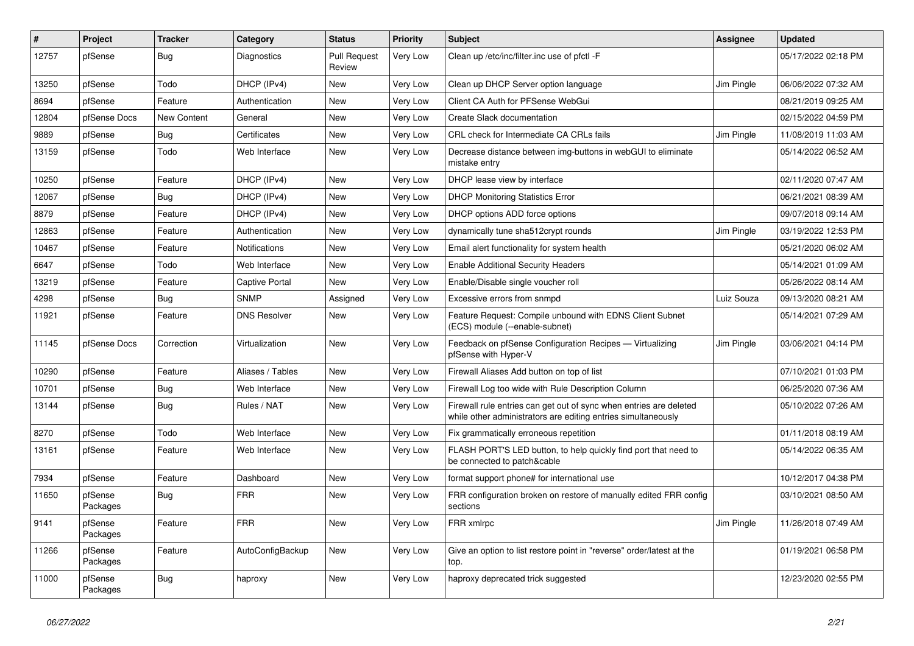| # | Project | Tracker | Category | Status | Priority | Subject | Assignee | Updated |
|---|---|---|---|---|---|---|---|---|
| 12757 | pfSense | Bug | Diagnostics | Pull Request Review | Very Low | Clean up /etc/inc/filter.inc use of pfctl -F | | 05/17/2022 02:18 PM |
| 13250 | pfSense | Todo | DHCP (IPv4) | New | Very Low | Clean up DHCP Server option language | Jim Pingle | 06/06/2022 07:32 AM |
| 8694 | pfSense | Feature | Authentication | New | Very Low | Client CA Auth for PFSense WebGui | | 08/21/2019 09:25 AM |
| 12804 | pfSense Docs | New Content | General | New | Very Low | Create Slack documentation | | 02/15/2022 04:59 PM |
| 9889 | pfSense | Bug | Certificates | New | Very Low | CRL check for Intermediate CA CRLs fails | Jim Pingle | 11/08/2019 11:03 AM |
| 13159 | pfSense | Todo | Web Interface | New | Very Low | Decrease distance between img-buttons in webGUI to eliminate mistake entry | | 05/14/2022 06:52 AM |
| 10250 | pfSense | Feature | DHCP (IPv4) | New | Very Low | DHCP lease view by interface | | 02/11/2020 07:47 AM |
| 12067 | pfSense | Bug | DHCP (IPv4) | New | Very Low | DHCP Monitoring Statistics Error | | 06/21/2021 08:39 AM |
| 8879 | pfSense | Feature | DHCP (IPv4) | New | Very Low | DHCP options ADD force options | | 09/07/2018 09:14 AM |
| 12863 | pfSense | Feature | Authentication | New | Very Low | dynamically tune sha512crypt rounds | Jim Pingle | 03/19/2022 12:53 PM |
| 10467 | pfSense | Feature | Notifications | New | Very Low | Email alert functionality for system health | | 05/21/2020 06:02 AM |
| 6647 | pfSense | Todo | Web Interface | New | Very Low | Enable Additional Security Headers | | 05/14/2021 01:09 AM |
| 13219 | pfSense | Feature | Captive Portal | New | Very Low | Enable/Disable single voucher roll | | 05/26/2022 08:14 AM |
| 4298 | pfSense | Bug | SNMP | Assigned | Very Low | Excessive errors from snmpd | Luiz Souza | 09/13/2020 08:21 AM |
| 11921 | pfSense | Feature | DNS Resolver | New | Very Low | Feature Request: Compile unbound with EDNS Client Subnet (ECS) module (--enable-subnet) | | 05/14/2021 07:29 AM |
| 11145 | pfSense Docs | Correction | Virtualization | New | Very Low | Feedback on pfSense Configuration Recipes — Virtualizing pfSense with Hyper-V | Jim Pingle | 03/06/2021 04:14 PM |
| 10290 | pfSense | Feature | Aliases / Tables | New | Very Low | Firewall Aliases Add button on top of list | | 07/10/2021 01:03 PM |
| 10701 | pfSense | Bug | Web Interface | New | Very Low | Firewall Log too wide with Rule Description Column | | 06/25/2020 07:36 AM |
| 13144 | pfSense | Bug | Rules / NAT | New | Very Low | Firewall rule entries can get out of sync when entries are deleted while other administrators are editing entries simultaneously | | 05/10/2022 07:26 AM |
| 8270 | pfSense | Todo | Web Interface | New | Very Low | Fix grammatically erroneous repetition | | 01/11/2018 08:19 AM |
| 13161 | pfSense | Feature | Web Interface | New | Very Low | FLASH PORT'S LED button, to help quickly find port that need to be connected to patch&cable | | 05/14/2022 06:35 AM |
| 7934 | pfSense | Feature | Dashboard | New | Very Low | format support phone# for international use | | 10/12/2017 04:38 PM |
| 11650 | pfSense Packages | Bug | FRR | New | Very Low | FRR configuration broken on restore of manually edited FRR config sections | | 03/10/2021 08:50 AM |
| 9141 | pfSense Packages | Feature | FRR | New | Very Low | FRR xmlrpc | Jim Pingle | 11/26/2018 07:49 AM |
| 11266 | pfSense Packages | Feature | AutoConfigBackup | New | Very Low | Give an option to list restore point in "reverse" order/latest at the top. | | 01/19/2021 06:58 PM |
| 11000 | pfSense Packages | Bug | haproxy | New | Very Low | haproxy deprecated trick suggested | | 12/23/2020 02:55 PM |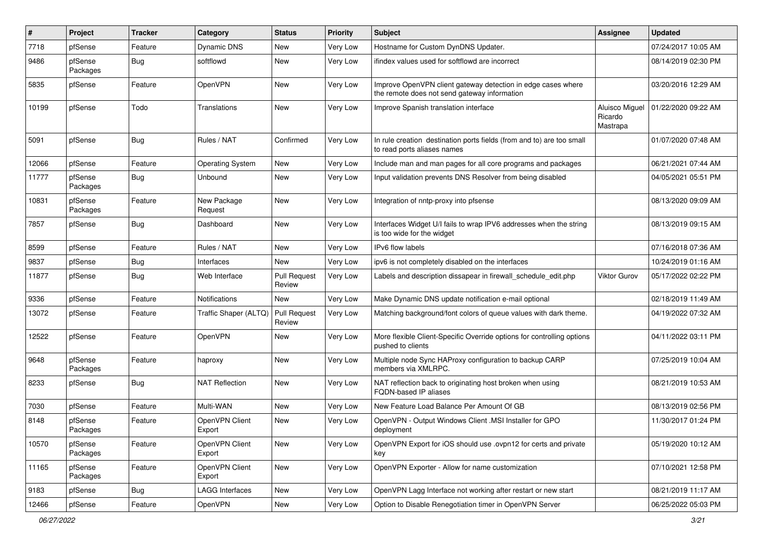| # | Project | Tracker | Category | Status | Priority | Subject | Assignee | Updated |
|---|---|---|---|---|---|---|---|---|
| 7718 | pfSense | Feature | Dynamic DNS | New | Very Low | Hostname for Custom DynDNS Updater. | | 07/24/2017 10:05 AM |
| 9486 | pfSense Packages | Bug | softflowd | New | Very Low | ifindex values used for softflowd are incorrect | | 08/14/2019 02:30 PM |
| 5835 | pfSense | Feature | OpenVPN | New | Very Low | Improve OpenVPN client gateway detection in edge cases where the remote does not send gateway information | | 03/20/2016 12:29 AM |
| 10199 | pfSense | Todo | Translations | New | Very Low | Improve Spanish translation interface | Aluisco Miguel Ricardo Mastrapa | 01/22/2020 09:22 AM |
| 5091 | pfSense | Bug | Rules / NAT | Confirmed | Very Low | In rule creation destination ports fields (from and to) are too small to read ports aliases names | | 01/07/2020 07:48 AM |
| 12066 | pfSense | Feature | Operating System | New | Very Low | Include man and man pages for all core programs and packages | | 06/21/2021 07:44 AM |
| 11777 | pfSense Packages | Bug | Unbound | New | Very Low | Input validation prevents DNS Resolver from being disabled | | 04/05/2021 05:51 PM |
| 10831 | pfSense Packages | Feature | New Package Request | New | Very Low | Integration of nntp-proxy into pfsense | | 08/13/2020 09:09 AM |
| 7857 | pfSense | Bug | Dashboard | New | Very Low | Interfaces Widget U/I fails to wrap IPV6 addresses when the string is too wide for the widget | | 08/13/2019 09:15 AM |
| 8599 | pfSense | Feature | Rules / NAT | New | Very Low | IPv6 flow labels | | 07/16/2018 07:36 AM |
| 9837 | pfSense | Bug | Interfaces | New | Very Low | ipv6 is not completely disabled on the interfaces | | 10/24/2019 01:16 AM |
| 11877 | pfSense | Bug | Web Interface | Pull Request Review | Very Low | Labels and description dissapear in firewall_schedule_edit.php | Viktor Gurov | 05/17/2022 02:22 PM |
| 9336 | pfSense | Feature | Notifications | New | Very Low | Make Dynamic DNS update notification e-mail optional | | 02/18/2019 11:49 AM |
| 13072 | pfSense | Feature | Traffic Shaper (ALTQ) | Pull Request Review | Very Low | Matching background/font colors of queue values with dark theme. | | 04/19/2022 07:32 AM |
| 12522 | pfSense | Feature | OpenVPN | New | Very Low | More flexible Client-Specific Override options for controlling options pushed to clients | | 04/11/2022 03:11 PM |
| 9648 | pfSense Packages | Feature | haproxy | New | Very Low | Multiple node Sync HAProxy configuration to backup CARP members via XMLRPC. | | 07/25/2019 10:04 AM |
| 8233 | pfSense | Bug | NAT Reflection | New | Very Low | NAT reflection back to originating host broken when using FQDN-based IP aliases | | 08/21/2019 10:53 AM |
| 7030 | pfSense | Feature | Multi-WAN | New | Very Low | New Feature Load Balance Per Amount Of GB | | 08/13/2019 02:56 PM |
| 8148 | pfSense Packages | Feature | OpenVPN Client Export | New | Very Low | OpenVPN - Output Windows Client .MSI Installer for GPO deployment | | 11/30/2017 01:24 PM |
| 10570 | pfSense Packages | Feature | OpenVPN Client Export | New | Very Low | OpenVPN Export for iOS should use .ovpn12 for certs and private key | | 05/19/2020 10:12 AM |
| 11165 | pfSense Packages | Feature | OpenVPN Client Export | New | Very Low | OpenVPN Exporter - Allow for name customization | | 07/10/2021 12:58 PM |
| 9183 | pfSense | Bug | LAGG Interfaces | New | Very Low | OpenVPN Lagg Interface not working after restart or new start | | 08/21/2019 11:17 AM |
| 12466 | pfSense | Feature | OpenVPN | New | Very Low | Option to Disable Renegotiation timer in OpenVPN Server | | 06/25/2022 05:03 PM |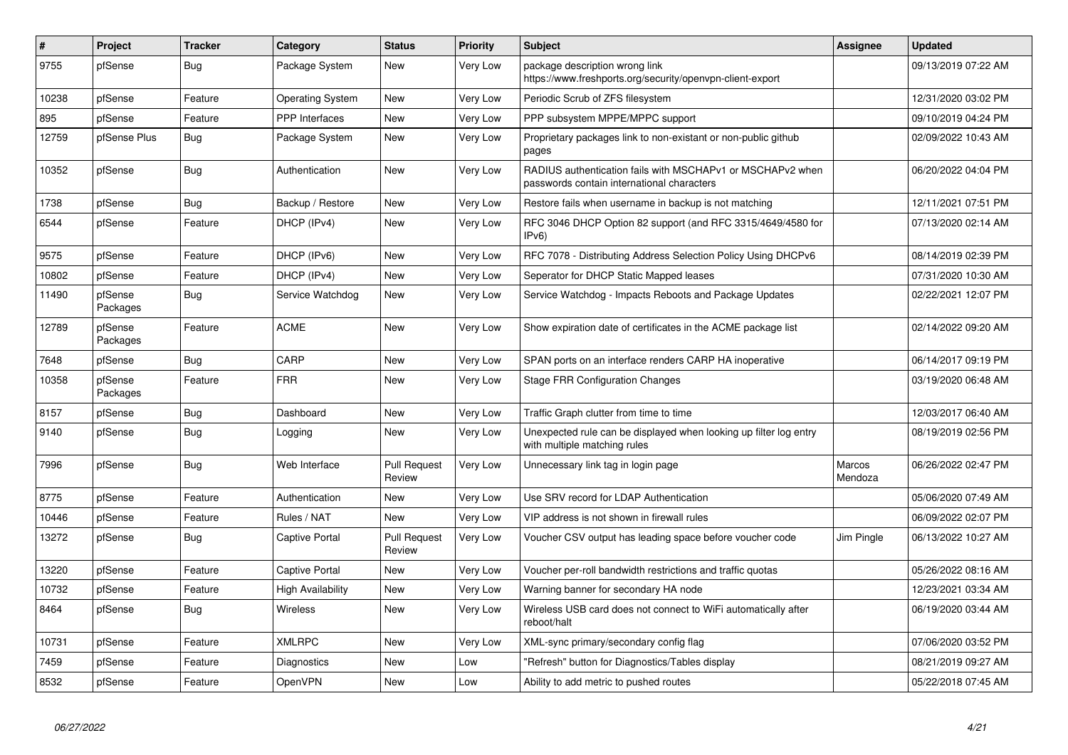| # | Project | Tracker | Category | Status | Priority | Subject | Assignee | Updated |
|---|---|---|---|---|---|---|---|---|
| 9755 | pfSense | Bug | Package System | New | Very Low | package description wrong link https://www.freshports.org/security/openvpn-client-export | | 09/13/2019 07:22 AM |
| 10238 | pfSense | Feature | Operating System | New | Very Low | Periodic Scrub of ZFS filesystem | | 12/31/2020 03:02 PM |
| 895 | pfSense | Feature | PPP Interfaces | New | Very Low | PPP subsystem MPPE/MPPC support | | 09/10/2019 04:24 PM |
| 12759 | pfSense Plus | Bug | Package System | New | Very Low | Proprietary packages link to non-existant or non-public github pages | | 02/09/2022 10:43 AM |
| 10352 | pfSense | Bug | Authentication | New | Very Low | RADIUS authentication fails with MSCHAPv1 or MSCHAPv2 when passwords contain international characters | | 06/20/2022 04:04 PM |
| 1738 | pfSense | Bug | Backup / Restore | New | Very Low | Restore fails when username in backup is not matching | | 12/11/2021 07:51 PM |
| 6544 | pfSense | Feature | DHCP (IPv4) | New | Very Low | RFC 3046 DHCP Option 82 support (and RFC 3315/4649/4580 for IPv6) | | 07/13/2020 02:14 AM |
| 9575 | pfSense | Feature | DHCP (IPv6) | New | Very Low | RFC 7078 - Distributing Address Selection Policy Using DHCPv6 | | 08/14/2019 02:39 PM |
| 10802 | pfSense | Feature | DHCP (IPv4) | New | Very Low | Seperator for DHCP Static Mapped leases | | 07/31/2020 10:30 AM |
| 11490 | pfSense Packages | Bug | Service Watchdog | New | Very Low | Service Watchdog - Impacts Reboots and Package Updates | | 02/22/2021 12:07 PM |
| 12789 | pfSense Packages | Feature | ACME | New | Very Low | Show expiration date of certificates in the ACME package list | | 02/14/2022 09:20 AM |
| 7648 | pfSense | Bug | CARP | New | Very Low | SPAN ports on an interface renders CARP HA inoperative | | 06/14/2017 09:19 PM |
| 10358 | pfSense Packages | Feature | FRR | New | Very Low | Stage FRR Configuration Changes | | 03/19/2020 06:48 AM |
| 8157 | pfSense | Bug | Dashboard | New | Very Low | Traffic Graph clutter from time to time | | 12/03/2017 06:40 AM |
| 9140 | pfSense | Bug | Logging | New | Very Low | Unexpected rule can be displayed when looking up filter log entry with multiple matching rules | | 08/19/2019 02:56 PM |
| 7996 | pfSense | Bug | Web Interface | Pull Request Review | Very Low | Unnecessary link tag in login page | Marcos Mendoza | 06/26/2022 02:47 PM |
| 8775 | pfSense | Feature | Authentication | New | Very Low | Use SRV record for LDAP Authentication | | 05/06/2020 07:49 AM |
| 10446 | pfSense | Feature | Rules / NAT | New | Very Low | VIP address is not shown in firewall rules | | 06/09/2022 02:07 PM |
| 13272 | pfSense | Bug | Captive Portal | Pull Request Review | Very Low | Voucher CSV output has leading space before voucher code | Jim Pingle | 06/13/2022 10:27 AM |
| 13220 | pfSense | Feature | Captive Portal | New | Very Low | Voucher per-roll bandwidth restrictions and traffic quotas | | 05/26/2022 08:16 AM |
| 10732 | pfSense | Feature | High Availability | New | Very Low | Warning banner for secondary HA node | | 12/23/2021 03:34 AM |
| 8464 | pfSense | Bug | Wireless | New | Very Low | Wireless USB card does not connect to WiFi automatically after reboot/halt | | 06/19/2020 03:44 AM |
| 10731 | pfSense | Feature | XMLRPC | New | Very Low | XML-sync primary/secondary config flag | | 07/06/2020 03:52 PM |
| 7459 | pfSense | Feature | Diagnostics | New | Low | "Refresh" button for Diagnostics/Tables display | | 08/21/2019 09:27 AM |
| 8532 | pfSense | Feature | OpenVPN | New | Low | Ability to add metric to pushed routes | | 05/22/2018 07:45 AM |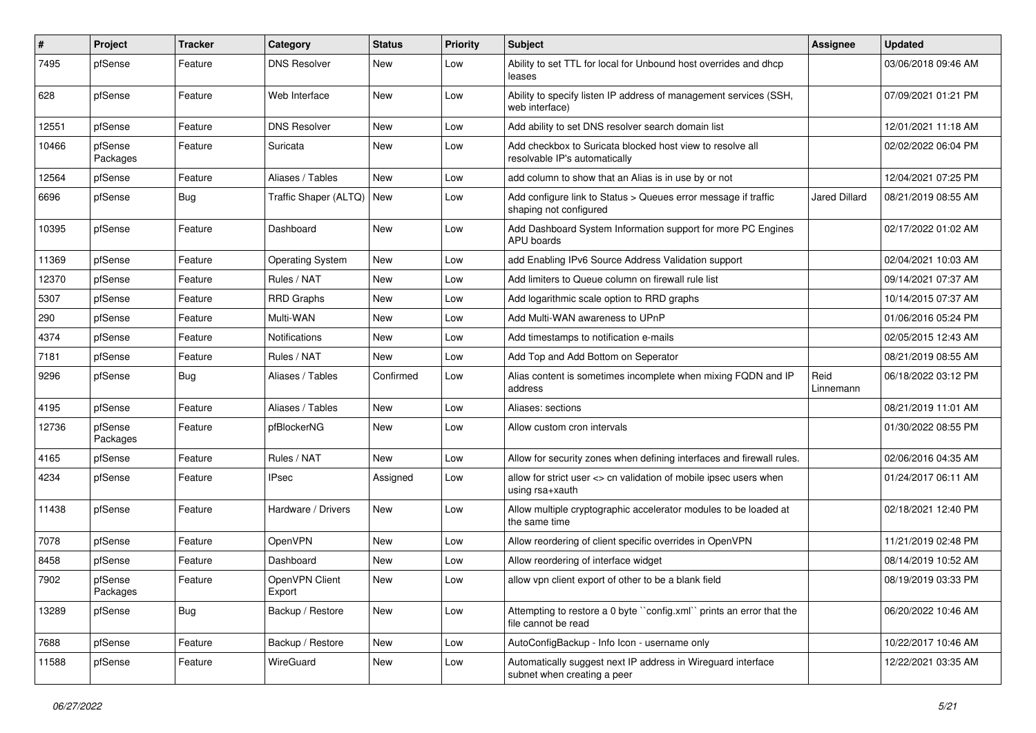| # | Project | Tracker | Category | Status | Priority | Subject | Assignee | Updated |
|---|---|---|---|---|---|---|---|---|
| 7495 | pfSense | Feature | DNS Resolver | New | Low | Ability to set TTL for local for Unbound host overrides and dhcp leases | | 03/06/2018 09:46 AM |
| 628 | pfSense | Feature | Web Interface | New | Low | Ability to specify listen IP address of management services (SSH, web interface) | | 07/09/2021 01:21 PM |
| 12551 | pfSense | Feature | DNS Resolver | New | Low | Add ability to set DNS resolver search domain list | | 12/01/2021 11:18 AM |
| 10466 | pfSense Packages | Feature | Suricata | New | Low | Add checkbox to Suricata blocked host view to resolve all resolvable IP's automatically | | 02/02/2022 06:04 PM |
| 12564 | pfSense | Feature | Aliases / Tables | New | Low | add column to show that an Alias is in use by or not | | 12/04/2021 07:25 PM |
| 6696 | pfSense | Bug | Traffic Shaper (ALTQ) | New | Low | Add configure link to Status > Queues error message if traffic shaping not configured | Jared Dillard | 08/21/2019 08:55 AM |
| 10395 | pfSense | Feature | Dashboard | New | Low | Add Dashboard System Information support for more PC Engines APU boards | | 02/17/2022 01:02 AM |
| 11369 | pfSense | Feature | Operating System | New | Low | add Enabling IPv6 Source Address Validation support | | 02/04/2021 10:03 AM |
| 12370 | pfSense | Feature | Rules / NAT | New | Low | Add limiters to Queue column on firewall rule list | | 09/14/2021 07:37 AM |
| 5307 | pfSense | Feature | RRD Graphs | New | Low | Add logarithmic scale option to RRD graphs | | 10/14/2015 07:37 AM |
| 290 | pfSense | Feature | Multi-WAN | New | Low | Add Multi-WAN awareness to UPnP | | 01/06/2016 05:24 PM |
| 4374 | pfSense | Feature | Notifications | New | Low | Add timestamps to notification e-mails | | 02/05/2015 12:43 AM |
| 7181 | pfSense | Feature | Rules / NAT | New | Low | Add Top and Add Bottom on Seperator | | 08/21/2019 08:55 AM |
| 9296 | pfSense | Bug | Aliases / Tables | Confirmed | Low | Alias content is sometimes incomplete when mixing FQDN and IP address | Reid Linnemann | 06/18/2022 03:12 PM |
| 4195 | pfSense | Feature | Aliases / Tables | New | Low | Aliases: sections | | 08/21/2019 11:01 AM |
| 12736 | pfSense Packages | Feature | pfBlockerNG | New | Low | Allow custom cron intervals | | 01/30/2022 08:55 PM |
| 4165 | pfSense | Feature | Rules / NAT | New | Low | Allow for security zones when defining interfaces and firewall rules. | | 02/06/2016 04:35 AM |
| 4234 | pfSense | Feature | IPsec | Assigned | Low | allow for strict user <> cn validation of mobile ipsec users when using rsa+xauth | | 01/24/2017 06:11 AM |
| 11438 | pfSense | Feature | Hardware / Drivers | New | Low | Allow multiple cryptographic accelerator modules to be loaded at the same time | | 02/18/2021 12:40 PM |
| 7078 | pfSense | Feature | OpenVPN | New | Low | Allow reordering of client specific overrides in OpenVPN | | 11/21/2019 02:48 PM |
| 8458 | pfSense | Feature | Dashboard | New | Low | Allow reordering of interface widget | | 08/14/2019 10:52 AM |
| 7902 | pfSense Packages | Feature | OpenVPN Client Export | New | Low | allow vpn client export of other to be a blank field | | 08/19/2019 03:33 PM |
| 13289 | pfSense | Bug | Backup / Restore | New | Low | Attempting to restore a 0 byte ``config.xml`` prints an error that the file cannot be read | | 06/20/2022 10:46 AM |
| 7688 | pfSense | Feature | Backup / Restore | New | Low | AutoConfigBackup - Info Icon - username only | | 10/22/2017 10:46 AM |
| 11588 | pfSense | Feature | WireGuard | New | Low | Automatically suggest next IP address in Wireguard interface subnet when creating a peer | | 12/22/2021 03:35 AM |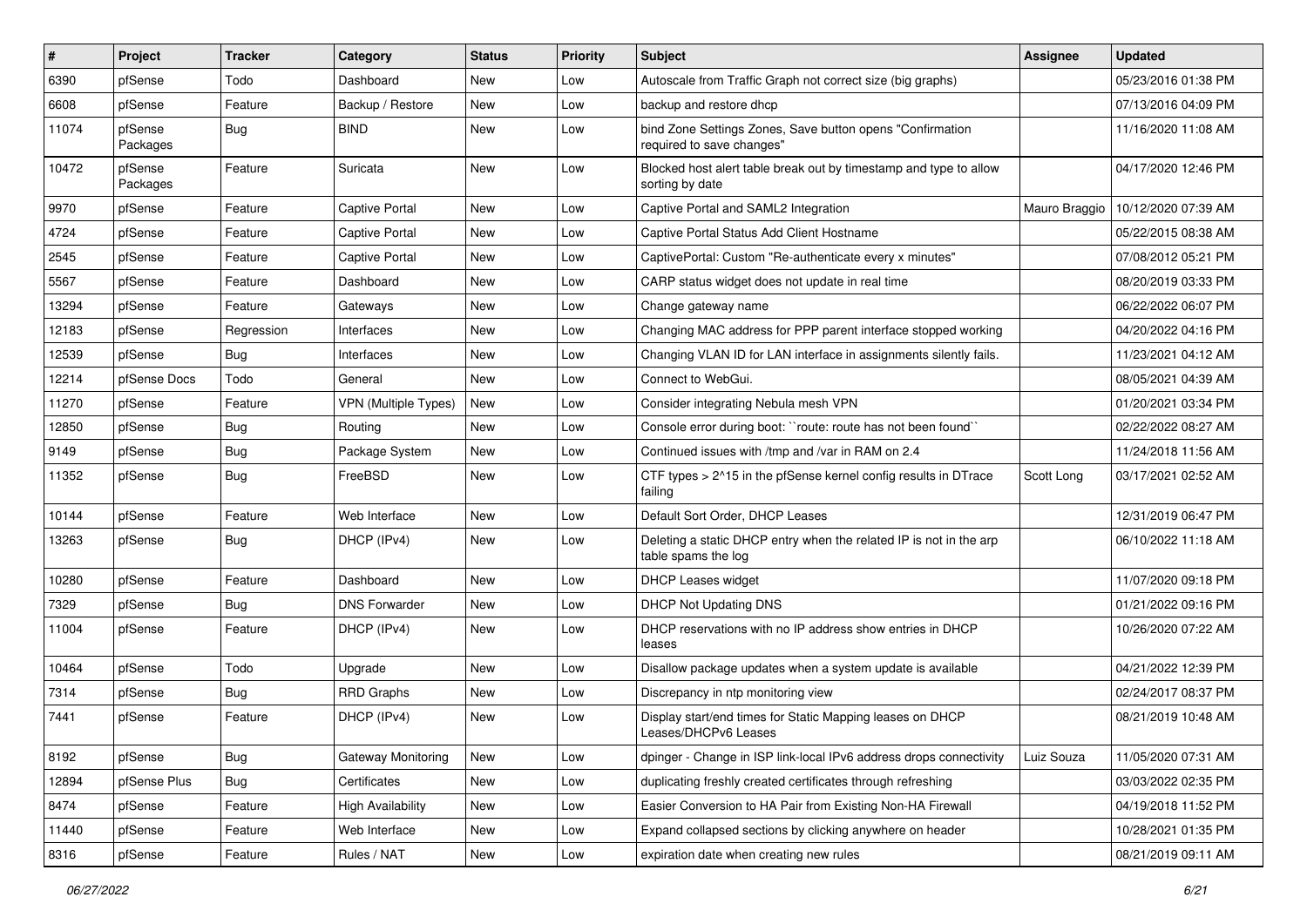| # | Project | Tracker | Category | Status | Priority | Subject | Assignee | Updated |
|---|---|---|---|---|---|---|---|---|
| 6390 | pfSense | Todo | Dashboard | New | Low | Autoscale from Traffic Graph not correct size (big graphs) | | 05/23/2016 01:38 PM |
| 6608 | pfSense | Feature | Backup / Restore | New | Low | backup and restore dhcp | | 07/13/2016 04:09 PM |
| 11074 | pfSense Packages | Bug | BIND | New | Low | bind Zone Settings Zones, Save button opens "Confirmation required to save changes" | | 11/16/2020 11:08 AM |
| 10472 | pfSense Packages | Feature | Suricata | New | Low | Blocked host alert table break out by timestamp and type to allow sorting by date | | 04/17/2020 12:46 PM |
| 9970 | pfSense | Feature | Captive Portal | New | Low | Captive Portal and SAML2 Integration | Mauro Braggio | 10/12/2020 07:39 AM |
| 4724 | pfSense | Feature | Captive Portal | New | Low | Captive Portal Status Add Client Hostname | | 05/22/2015 08:38 AM |
| 2545 | pfSense | Feature | Captive Portal | New | Low | CaptivePortal: Custom "Re-authenticate every x minutes" | | 07/08/2012 05:21 PM |
| 5567 | pfSense | Feature | Dashboard | New | Low | CARP status widget does not update in real time | | 08/20/2019 03:33 PM |
| 13294 | pfSense | Feature | Gateways | New | Low | Change gateway name | | 06/22/2022 06:07 PM |
| 12183 | pfSense | Regression | Interfaces | New | Low | Changing MAC address for PPP parent interface stopped working | | 04/20/2022 04:16 PM |
| 12539 | pfSense | Bug | Interfaces | New | Low | Changing VLAN ID for LAN interface in assignments silently fails. | | 11/23/2021 04:12 AM |
| 12214 | pfSense Docs | Todo | General | New | Low | Connect to WebGui. | | 08/05/2021 04:39 AM |
| 11270 | pfSense | Feature | VPN (Multiple Types) | New | Low | Consider integrating Nebula mesh VPN | | 01/20/2021 03:34 PM |
| 12850 | pfSense | Bug | Routing | New | Low | Console error during boot: ``route: route has not been found`` | | 02/22/2022 08:27 AM |
| 9149 | pfSense | Bug | Package System | New | Low | Continued issues with /tmp and /var in RAM on 2.4 | | 11/24/2018 11:56 AM |
| 11352 | pfSense | Bug | FreeBSD | New | Low | CTF types > 2^15 in the pfSense kernel config results in DTrace failing | Scott Long | 03/17/2021 02:52 AM |
| 10144 | pfSense | Feature | Web Interface | New | Low | Default Sort Order, DHCP Leases | | 12/31/2019 06:47 PM |
| 13263 | pfSense | Bug | DHCP (IPv4) | New | Low | Deleting a static DHCP entry when the related IP is not in the arp table spams the log | | 06/10/2022 11:18 AM |
| 10280 | pfSense | Feature | Dashboard | New | Low | DHCP Leases widget | | 11/07/2020 09:18 PM |
| 7329 | pfSense | Bug | DNS Forwarder | New | Low | DHCP Not Updating DNS | | 01/21/2022 09:16 PM |
| 11004 | pfSense | Feature | DHCP (IPv4) | New | Low | DHCP reservations with no IP address show entries in DHCP leases | | 10/26/2020 07:22 AM |
| 10464 | pfSense | Todo | Upgrade | New | Low | Disallow package updates when a system update is available | | 04/21/2022 12:39 PM |
| 7314 | pfSense | Bug | RRD Graphs | New | Low | Discrepancy in ntp monitoring view | | 02/24/2017 08:37 PM |
| 7441 | pfSense | Feature | DHCP (IPv4) | New | Low | Display start/end times for Static Mapping leases on DHCP Leases/DHCPv6 Leases | | 08/21/2019 10:48 AM |
| 8192 | pfSense | Bug | Gateway Monitoring | New | Low | dpinger - Change in ISP link-local IPv6 address drops connectivity | Luiz Souza | 11/05/2020 07:31 AM |
| 12894 | pfSense Plus | Bug | Certificates | New | Low | duplicating freshly created certificates through refreshing | | 03/03/2022 02:35 PM |
| 8474 | pfSense | Feature | High Availability | New | Low | Easier Conversion to HA Pair from Existing Non-HA Firewall | | 04/19/2018 11:52 PM |
| 11440 | pfSense | Feature | Web Interface | New | Low | Expand collapsed sections by clicking anywhere on header | | 10/28/2021 01:35 PM |
| 8316 | pfSense | Feature | Rules / NAT | New | Low | expiration date when creating new rules | | 08/21/2019 09:11 AM |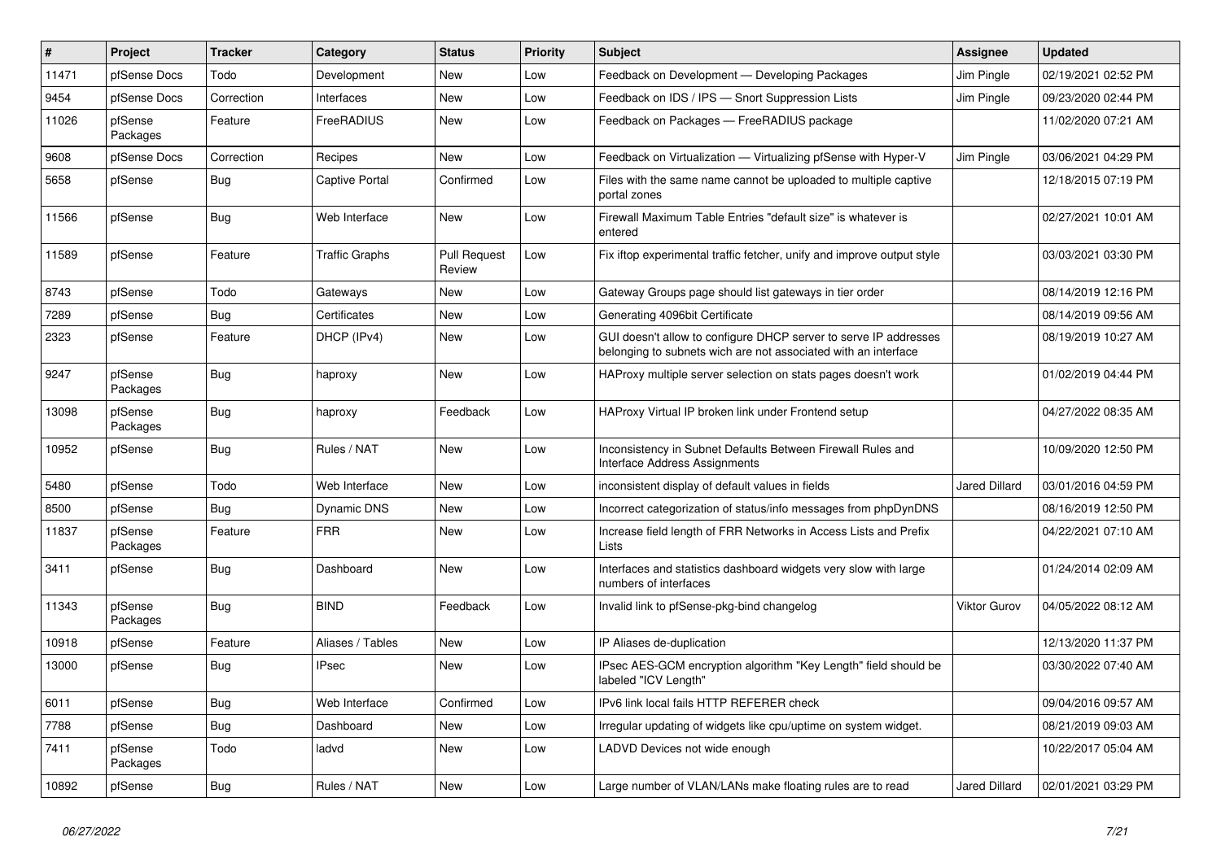| # | Project | Tracker | Category | Status | Priority | Subject | Assignee | Updated |
|---|---|---|---|---|---|---|---|---|
| 11471 | pfSense Docs | Todo | Development | New | Low | Feedback on Development — Developing Packages | Jim Pingle | 02/19/2021 02:52 PM |
| 9454 | pfSense Docs | Correction | Interfaces | New | Low | Feedback on IDS / IPS — Snort Suppression Lists | Jim Pingle | 09/23/2020 02:44 PM |
| 11026 | pfSense Packages | Feature | FreeRADIUS | New | Low | Feedback on Packages — FreeRADIUS package | | 11/02/2020 07:21 AM |
| 9608 | pfSense Docs | Correction | Recipes | New | Low | Feedback on Virtualization — Virtualizing pfSense with Hyper-V | Jim Pingle | 03/06/2021 04:29 PM |
| 5658 | pfSense | Bug | Captive Portal | Confirmed | Low | Files with the same name cannot be uploaded to multiple captive portal zones | | 12/18/2015 07:19 PM |
| 11566 | pfSense | Bug | Web Interface | New | Low | Firewall Maximum Table Entries "default size" is whatever is entered | | 02/27/2021 10:01 AM |
| 11589 | pfSense | Feature | Traffic Graphs | Pull Request Review | Low | Fix iftop experimental traffic fetcher, unify and improve output style | | 03/03/2021 03:30 PM |
| 8743 | pfSense | Todo | Gateways | New | Low | Gateway Groups page should list gateways in tier order | | 08/14/2019 12:16 PM |
| 7289 | pfSense | Bug | Certificates | New | Low | Generating 4096bit Certificate | | 08/14/2019 09:56 AM |
| 2323 | pfSense | Feature | DHCP (IPv4) | New | Low | GUI doesn't allow to configure DHCP server to serve IP addresses belonging to subnets wich are not associated with an interface | | 08/19/2019 10:27 AM |
| 9247 | pfSense Packages | Bug | haproxy | New | Low | HAProxy multiple server selection on stats pages doesn't work | | 01/02/2019 04:44 PM |
| 13098 | pfSense Packages | Bug | haproxy | Feedback | Low | HAProxy Virtual IP broken link under Frontend setup | | 04/27/2022 08:35 AM |
| 10952 | pfSense | Bug | Rules / NAT | New | Low | Inconsistency in Subnet Defaults Between Firewall Rules and Interface Address Assignments | | 10/09/2020 12:50 PM |
| 5480 | pfSense | Todo | Web Interface | New | Low | inconsistent display of default values in fields | Jared Dillard | 03/01/2016 04:59 PM |
| 8500 | pfSense | Bug | Dynamic DNS | New | Low | Incorrect categorization of status/info messages from phpDynDNS | | 08/16/2019 12:50 PM |
| 11837 | pfSense Packages | Feature | FRR | New | Low | Increase field length of FRR Networks in Access Lists and Prefix Lists | | 04/22/2021 07:10 AM |
| 3411 | pfSense | Bug | Dashboard | New | Low | Interfaces and statistics dashboard widgets very slow with large numbers of interfaces | | 01/24/2014 02:09 AM |
| 11343 | pfSense Packages | Bug | BIND | Feedback | Low | Invalid link to pfSense-pkg-bind changelog | Viktor Gurov | 04/05/2022 08:12 AM |
| 10918 | pfSense | Feature | Aliases / Tables | New | Low | IP Aliases de-duplication | | 12/13/2020 11:37 PM |
| 13000 | pfSense | Bug | IPsec | New | Low | IPsec AES-GCM encryption algorithm "Key Length" field should be labeled "ICV Length" | | 03/30/2022 07:40 AM |
| 6011 | pfSense | Bug | Web Interface | Confirmed | Low | IPv6 link local fails HTTP REFERER check | | 09/04/2016 09:57 AM |
| 7788 | pfSense | Bug | Dashboard | New | Low | Irregular updating of widgets like cpu/uptime on system widget. | | 08/21/2019 09:03 AM |
| 7411 | pfSense Packages | Todo | ladvd | New | Low | LADVD Devices not wide enough | | 10/22/2017 05:04 AM |
| 10892 | pfSense | Bug | Rules / NAT | New | Low | Large number of VLAN/LANs make floating rules are to read | Jared Dillard | 02/01/2021 03:29 PM |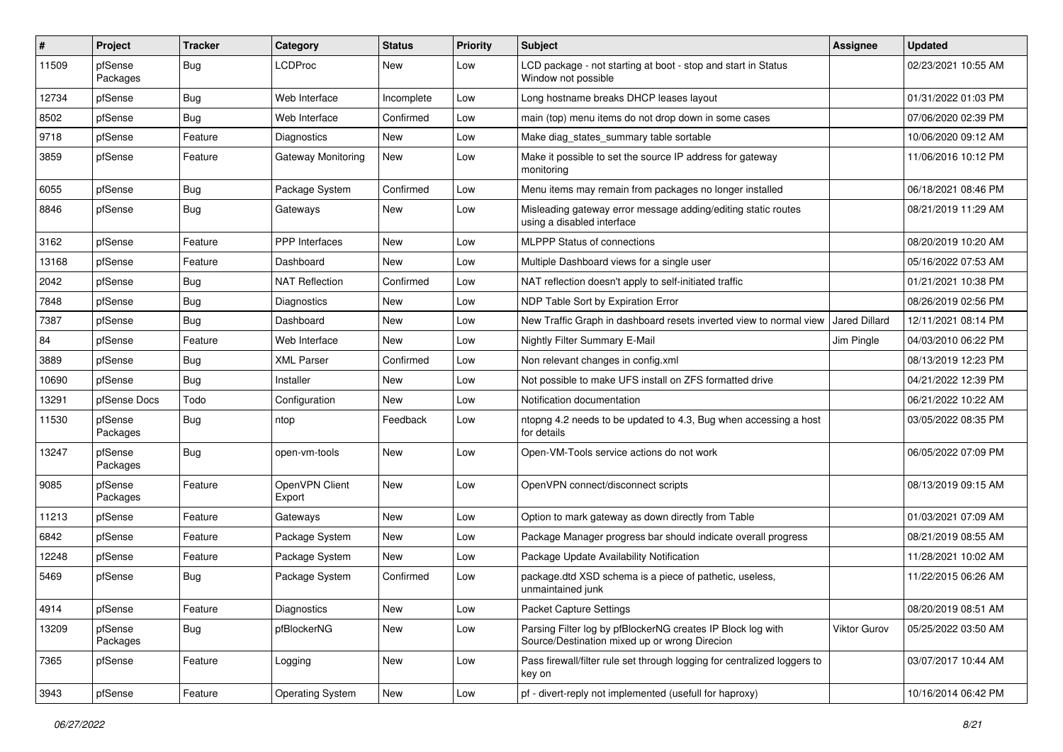| # | Project | Tracker | Category | Status | Priority | Subject | Assignee | Updated |
|---|---|---|---|---|---|---|---|---|
| 11509 | pfSense Packages | Bug | LCDProc | New | Low | LCD package - not starting at boot - stop and start in Status Window not possible | | 02/23/2021 10:55 AM |
| 12734 | pfSense | Bug | Web Interface | Incomplete | Low | Long hostname breaks DHCP leases layout | | 01/31/2022 01:03 PM |
| 8502 | pfSense | Bug | Web Interface | Confirmed | Low | main (top) menu items do not drop down in some cases | | 07/06/2020 02:39 PM |
| 9718 | pfSense | Feature | Diagnostics | New | Low | Make diag_states_summary table sortable | | 10/06/2020 09:12 AM |
| 3859 | pfSense | Feature | Gateway Monitoring | New | Low | Make it possible to set the source IP address for gateway monitoring | | 11/06/2016 10:12 PM |
| 6055 | pfSense | Bug | Package System | Confirmed | Low | Menu items may remain from packages no longer installed | | 06/18/2021 08:46 PM |
| 8846 | pfSense | Bug | Gateways | New | Low | Misleading gateway error message adding/editing static routes using a disabled interface | | 08/21/2019 11:29 AM |
| 3162 | pfSense | Feature | PPP Interfaces | New | Low | MLPPP Status of connections | | 08/20/2019 10:20 AM |
| 13168 | pfSense | Feature | Dashboard | New | Low | Multiple Dashboard views for a single user | | 05/16/2022 07:53 AM |
| 2042 | pfSense | Bug | NAT Reflection | Confirmed | Low | NAT reflection doesn't apply to self-initiated traffic | | 01/21/2021 10:38 PM |
| 7848 | pfSense | Bug | Diagnostics | New | Low | NDP Table Sort by Expiration Error | | 08/26/2019 02:56 PM |
| 7387 | pfSense | Bug | Dashboard | New | Low | New Traffic Graph in dashboard resets inverted view to normal view | Jared Dillard | 12/11/2021 08:14 PM |
| 84 | pfSense | Feature | Web Interface | New | Low | Nightly Filter Summary E-Mail | Jim Pingle | 04/03/2010 06:22 PM |
| 3889 | pfSense | Bug | XML Parser | Confirmed | Low | Non relevant changes in config.xml | | 08/13/2019 12:23 PM |
| 10690 | pfSense | Bug | Installer | New | Low | Not possible to make UFS install on ZFS formatted drive | | 04/21/2022 12:39 PM |
| 13291 | pfSense Docs | Todo | Configuration | New | Low | Notification documentation | | 06/21/2022 10:22 AM |
| 11530 | pfSense Packages | Bug | ntop | Feedback | Low | ntopng 4.2 needs to be updated to 4.3, Bug when accessing a host for details | | 03/05/2022 08:35 PM |
| 13247 | pfSense Packages | Bug | open-vm-tools | New | Low | Open-VM-Tools service actions do not work | | 06/05/2022 07:09 PM |
| 9085 | pfSense Packages | Feature | OpenVPN Client Export | New | Low | OpenVPN connect/disconnect scripts | | 08/13/2019 09:15 AM |
| 11213 | pfSense | Feature | Gateways | New | Low | Option to mark gateway as down directly from Table | | 01/03/2021 07:09 AM |
| 6842 | pfSense | Feature | Package System | New | Low | Package Manager progress bar should indicate overall progress | | 08/21/2019 08:55 AM |
| 12248 | pfSense | Feature | Package System | New | Low | Package Update Availability Notification | | 11/28/2021 10:02 AM |
| 5469 | pfSense | Bug | Package System | Confirmed | Low | package.dtd XSD schema is a piece of pathetic, useless, unmaintained junk | | 11/22/2015 06:26 AM |
| 4914 | pfSense | Feature | Diagnostics | New | Low | Packet Capture Settings | | 08/20/2019 08:51 AM |
| 13209 | pfSense Packages | Bug | pfBlockerNG | New | Low | Parsing Filter log by pfBlockerNG creates IP Block log with Source/Destination mixed up or wrong Direcion | Viktor Gurov | 05/25/2022 03:50 AM |
| 7365 | pfSense | Feature | Logging | New | Low | Pass firewall/filter rule set through logging for centralized loggers to key on | | 03/07/2017 10:44 AM |
| 3943 | pfSense | Feature | Operating System | New | Low | pf - divert-reply not implemented (usefull for haproxy) | | 10/16/2014 06:42 PM |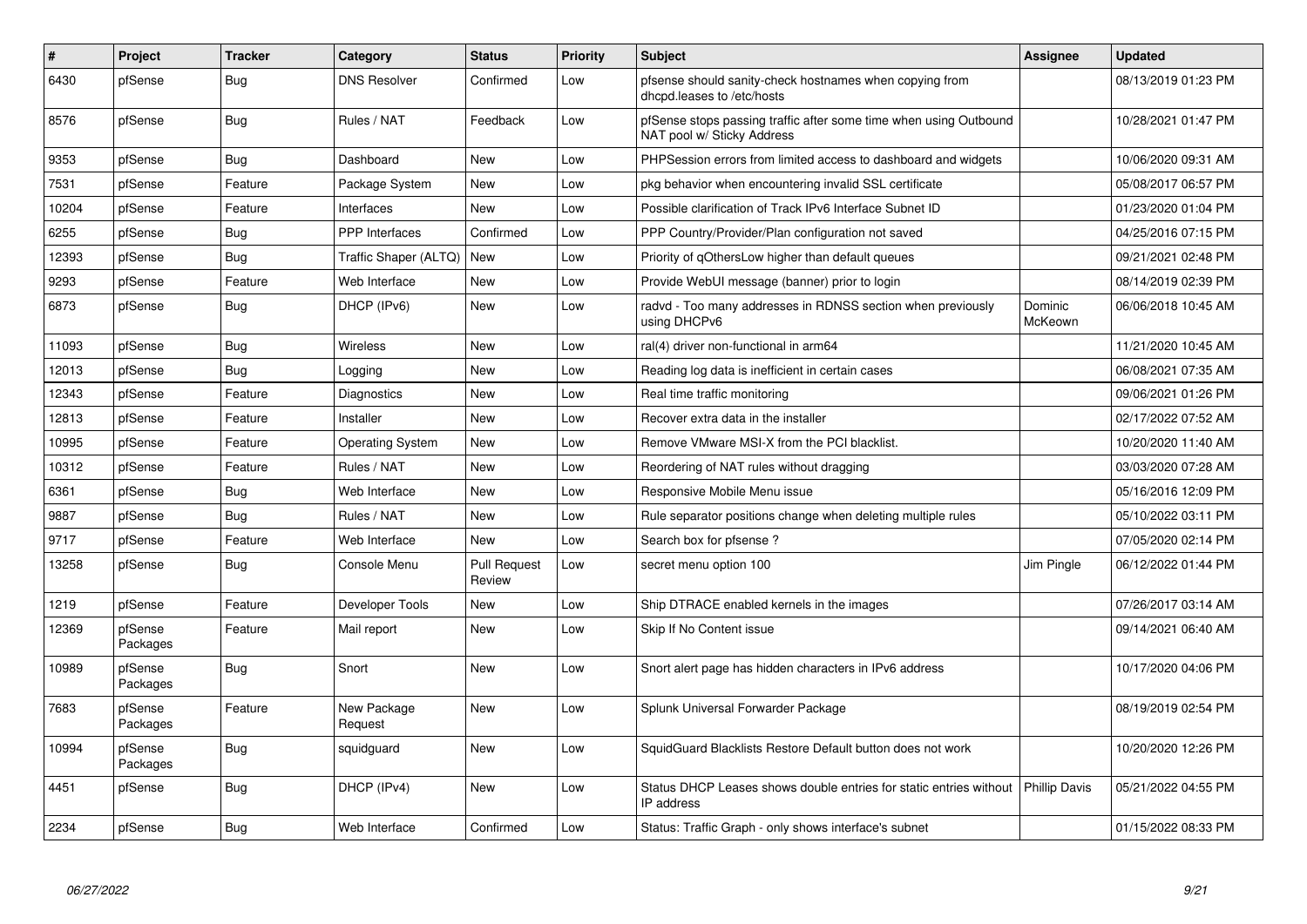| # | Project | Tracker | Category | Status | Priority | Subject | Assignee | Updated |
|---|---|---|---|---|---|---|---|---|
| 6430 | pfSense | Bug | DNS Resolver | Confirmed | Low | pfsense should sanity-check hostnames when copying from dhcpd.leases to /etc/hosts | | 08/13/2019 01:23 PM |
| 8576 | pfSense | Bug | Rules / NAT | Feedback | Low | pfSense stops passing traffic after some time when using Outbound NAT pool w/ Sticky Address | | 10/28/2021 01:47 PM |
| 9353 | pfSense | Bug | Dashboard | New | Low | PHPSession errors from limited access to dashboard and widgets | | 10/06/2020 09:31 AM |
| 7531 | pfSense | Feature | Package System | New | Low | pkg behavior when encountering invalid SSL certificate | | 05/08/2017 06:57 PM |
| 10204 | pfSense | Feature | Interfaces | New | Low | Possible clarification of Track IPv6 Interface Subnet ID | | 01/23/2020 01:04 PM |
| 6255 | pfSense | Bug | PPP Interfaces | Confirmed | Low | PPP Country/Provider/Plan configuration not saved | | 04/25/2016 07:15 PM |
| 12393 | pfSense | Bug | Traffic Shaper (ALTQ) | New | Low | Priority of qOthersLow higher than default queues | | 09/21/2021 02:48 PM |
| 9293 | pfSense | Feature | Web Interface | New | Low | Provide WebUI message (banner) prior to login | | 08/14/2019 02:39 PM |
| 6873 | pfSense | Bug | DHCP (IPv6) | New | Low | radvd - Too many addresses in RDNSS section when previously using DHCPv6 | Dominic McKeown | 06/06/2018 10:45 AM |
| 11093 | pfSense | Bug | Wireless | New | Low | ral(4) driver non-functional in arm64 | | 11/21/2020 10:45 AM |
| 12013 | pfSense | Bug | Logging | New | Low | Reading log data is inefficient in certain cases | | 06/08/2021 07:35 AM |
| 12343 | pfSense | Feature | Diagnostics | New | Low | Real time traffic monitoring | | 09/06/2021 01:26 PM |
| 12813 | pfSense | Feature | Installer | New | Low | Recover extra data in the installer | | 02/17/2022 07:52 AM |
| 10995 | pfSense | Feature | Operating System | New | Low | Remove VMware MSI-X from the PCI blacklist. | | 10/20/2020 11:40 AM |
| 10312 | pfSense | Feature | Rules / NAT | New | Low | Reordering of NAT rules without dragging | | 03/03/2020 07:28 AM |
| 6361 | pfSense | Bug | Web Interface | New | Low | Responsive Mobile Menu issue | | 05/16/2016 12:09 PM |
| 9887 | pfSense | Bug | Rules / NAT | New | Low | Rule separator positions change when deleting multiple rules | | 05/10/2022 03:11 PM |
| 9717 | pfSense | Feature | Web Interface | New | Low | Search box for pfsense ? | | 07/05/2020 02:14 PM |
| 13258 | pfSense | Bug | Console Menu | Pull Request Review | Low | secret menu option 100 | Jim Pingle | 06/12/2022 01:44 PM |
| 1219 | pfSense | Feature | Developer Tools | New | Low | Ship DTRACE enabled kernels in the images | | 07/26/2017 03:14 AM |
| 12369 | pfSense Packages | Feature | Mail report | New | Low | Skip If No Content issue | | 09/14/2021 06:40 AM |
| 10989 | pfSense Packages | Bug | Snort | New | Low | Snort alert page has hidden characters in IPv6 address | | 10/17/2020 04:06 PM |
| 7683 | pfSense Packages | Feature | New Package Request | New | Low | Splunk Universal Forwarder Package | | 08/19/2019 02:54 PM |
| 10994 | pfSense Packages | Bug | squidguard | New | Low | SquidGuard Blacklists Restore Default button does not work | | 10/20/2020 12:26 PM |
| 4451 | pfSense | Bug | DHCP (IPv4) | New | Low | Status DHCP Leases shows double entries for static entries without IP address | Phillip Davis | 05/21/2022 04:55 PM |
| 2234 | pfSense | Bug | Web Interface | Confirmed | Low | Status: Traffic Graph - only shows interface's subnet | | 01/15/2022 08:33 PM |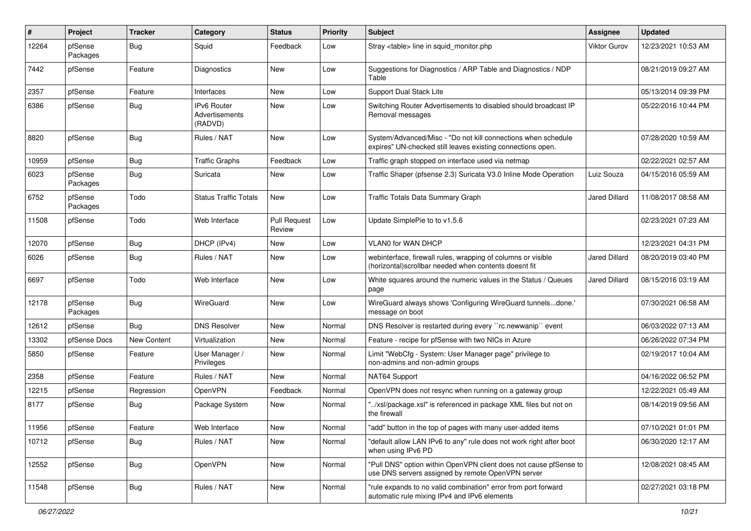| # | Project | Tracker | Category | Status | Priority | Subject | Assignee | Updated |
|---|---|---|---|---|---|---|---|---|
| 12264 | pfSense Packages | Bug | Squid | Feedback | Low | Stray <table> line in squid_monitor.php | Viktor Gurov | 12/23/2021 10:53 AM |
| 7442 | pfSense | Feature | Diagnostics | New | Low | Suggestions for Diagnostics / ARP Table and Diagnostics / NDP Table | | 08/21/2019 09:27 AM |
| 2357 | pfSense | Feature | Interfaces | New | Low | Support Dual Stack Lite | | 05/13/2014 09:39 PM |
| 6386 | pfSense | Bug | IPv6 Router Advertisements (RADVD) | New | Low | Switching Router Advertisements to disabled should broadcast IP Removal messages | | 05/22/2016 10:44 PM |
| 8820 | pfSense | Bug | Rules / NAT | New | Low | System/Advanced/Misc - "Do not kill connections when schedule expires" UN-checked still leaves existing connections open. | | 07/28/2020 10:59 AM |
| 10959 | pfSense | Bug | Traffic Graphs | Feedback | Low | Traffic graph stopped on interface used via netmap | | 02/22/2021 02:57 AM |
| 6023 | pfSense Packages | Bug | Suricata | New | Low | Traffic Shaper (pfsense 2.3) Suricata V3.0 Inline Mode Operation | Luiz Souza | 04/15/2016 05:59 AM |
| 6752 | pfSense Packages | Todo | Status Traffic Totals | New | Low | Traffic Totals Data Summary Graph | Jared Dillard | 11/08/2017 08:58 AM |
| 11508 | pfSense | Todo | Web Interface | Pull Request Review | Low | Update SimplePie to to v1.5.6 | | 02/23/2021 07:23 AM |
| 12070 | pfSense | Bug | DHCP (IPv4) | New | Low | VLAN0 for WAN DHCP | | 12/23/2021 04:31 PM |
| 6026 | pfSense | Bug | Rules / NAT | New | Low | webinterface, firewall rules, wrapping of columns or visible (horizontal)scrollbar needed when contents doesnt fit | Jared Dillard | 08/20/2019 03:40 PM |
| 6697 | pfSense | Todo | Web Interface | New | Low | White squares around the numeric values in the Status / Queues page | Jared Dillard | 08/15/2016 03:19 AM |
| 12178 | pfSense Packages | Bug | WireGuard | New | Low | WireGuard always shows 'Configuring WireGuard tunnels...done.' message on boot | | 07/30/2021 06:58 AM |
| 12612 | pfSense | Bug | DNS Resolver | New | Normal | DNS Resolver is restarted during every ``rc.newwanip`` event | | 06/03/2022 07:13 AM |
| 13302 | pfSense Docs | New Content | Virtualization | New | Normal | Feature - recipe for pfSense with two NICs in Azure | | 06/26/2022 07:34 PM |
| 5850 | pfSense | Feature | User Manager / Privileges | New | Normal | Limit "WebCfg - System: User Manager page" privilege to non-admins and non-admin groups | | 02/19/2017 10:04 AM |
| 2358 | pfSense | Feature | Rules / NAT | New | Normal | NAT64 Support | | 04/16/2022 06:52 PM |
| 12215 | pfSense | Regression | OpenVPN | Feedback | Normal | OpenVPN does not resync when running on a gateway group | | 12/22/2021 05:49 AM |
| 8177 | pfSense | Bug | Package System | New | Normal | "../xsl/package.xsl" is referenced in package XML files but not on the firewall | | 08/14/2019 09:56 AM |
| 11956 | pfSense | Feature | Web Interface | New | Normal | "add" button in the top of pages with many user-added items | | 07/10/2021 01:01 PM |
| 10712 | pfSense | Bug | Rules / NAT | New | Normal | "default allow LAN IPv6 to any" rule does not work right after boot when using IPv6 PD | | 06/30/2020 12:17 AM |
| 12552 | pfSense | Bug | OpenVPN | New | Normal | "Pull DNS" option within OpenVPN client does not cause pfSense to use DNS servers assigned by remote OpenVPN server | | 12/08/2021 08:45 AM |
| 11548 | pfSense | Bug | Rules / NAT | New | Normal | "rule expands to no valid combination" error from port forward automatic rule mixing IPv4 and IPv6 elements | | 02/27/2021 03:18 PM |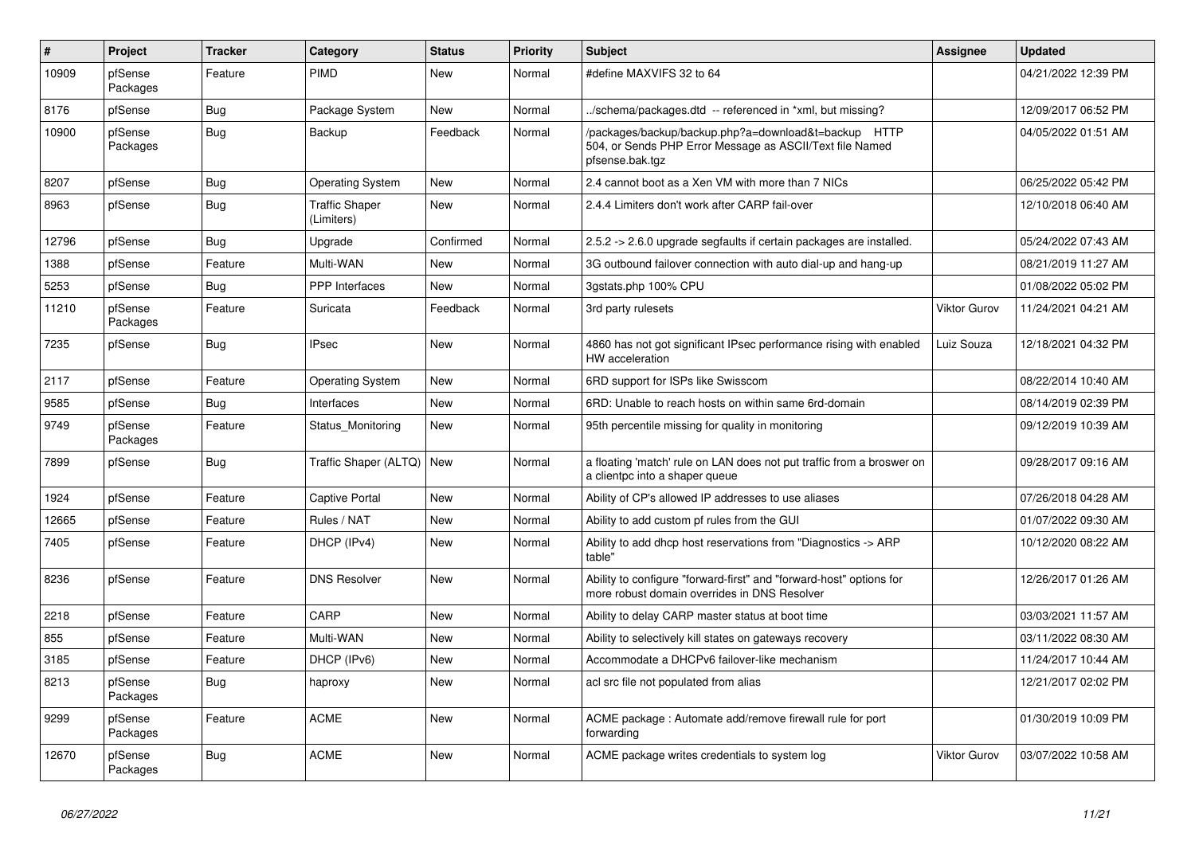| # | Project | Tracker | Category | Status | Priority | Subject | Assignee | Updated |
|---|---|---|---|---|---|---|---|---|
| 10909 | pfSense Packages | Feature | PIMD | New | Normal | #define MAXVIFS 32 to 64 | | 04/21/2022 12:39 PM |
| 8176 | pfSense | Bug | Package System | New | Normal | ../schema/packages.dtd -- referenced in *xml, but missing? | | 12/09/2017 06:52 PM |
| 10900 | pfSense Packages | Bug | Backup | Feedback | Normal | /packages/backup/backup.php?a=download&t=backup HTTP 504, or Sends PHP Error Message as ASCII/Text file Named pfsense.bak.tgz | | 04/05/2022 01:51 AM |
| 8207 | pfSense | Bug | Operating System | New | Normal | 2.4 cannot boot as a Xen VM with more than 7 NICs | | 06/25/2022 05:42 PM |
| 8963 | pfSense | Bug | Traffic Shaper (Limiters) | New | Normal | 2.4.4 Limiters don't work after CARP fail-over | | 12/10/2018 06:40 AM |
| 12796 | pfSense | Bug | Upgrade | Confirmed | Normal | 2.5.2 -> 2.6.0 upgrade segfaults if certain packages are installed. | | 05/24/2022 07:43 AM |
| 1388 | pfSense | Feature | Multi-WAN | New | Normal | 3G outbound failover connection with auto dial-up and hang-up | | 08/21/2019 11:27 AM |
| 5253 | pfSense | Bug | PPP Interfaces | New | Normal | 3gstats.php 100% CPU | | 01/08/2022 05:02 PM |
| 11210 | pfSense Packages | Feature | Suricata | Feedback | Normal | 3rd party rulesets | Viktor Gurov | 11/24/2021 04:21 AM |
| 7235 | pfSense | Bug | IPsec | New | Normal | 4860 has not got significant IPsec performance rising with enabled HW acceleration | Luiz Souza | 12/18/2021 04:32 PM |
| 2117 | pfSense | Feature | Operating System | New | Normal | 6RD support for ISPs like Swisscom | | 08/22/2014 10:40 AM |
| 9585 | pfSense | Bug | Interfaces | New | Normal | 6RD: Unable to reach hosts on within same 6rd-domain | | 08/14/2019 02:39 PM |
| 9749 | pfSense Packages | Feature | Status_Monitoring | New | Normal | 95th percentile missing for quality in monitoring | | 09/12/2019 10:39 AM |
| 7899 | pfSense | Bug | Traffic Shaper (ALTQ) | New | Normal | a floating 'match' rule on LAN does not put traffic from a broswer on a clientpc into a shaper queue | | 09/28/2017 09:16 AM |
| 1924 | pfSense | Feature | Captive Portal | New | Normal | Ability of CP's allowed IP addresses to use aliases | | 07/26/2018 04:28 AM |
| 12665 | pfSense | Feature | Rules / NAT | New | Normal | Ability to add custom pf rules from the GUI | | 01/07/2022 09:30 AM |
| 7405 | pfSense | Feature | DHCP (IPv4) | New | Normal | Ability to add dhcp host reservations from "Diagnostics -> ARP table" | | 10/12/2020 08:22 AM |
| 8236 | pfSense | Feature | DNS Resolver | New | Normal | Ability to configure "forward-first" and "forward-host" options for more robust domain overrides in DNS Resolver | | 12/26/2017 01:26 AM |
| 2218 | pfSense | Feature | CARP | New | Normal | Ability to delay CARP master status at boot time | | 03/03/2021 11:57 AM |
| 855 | pfSense | Feature | Multi-WAN | New | Normal | Ability to selectively kill states on gateways recovery | | 03/11/2022 08:30 AM |
| 3185 | pfSense | Feature | DHCP (IPv6) | New | Normal | Accommodate a DHCPv6 failover-like mechanism | | 11/24/2017 10:44 AM |
| 8213 | pfSense Packages | Bug | haproxy | New | Normal | acl src file not populated from alias | | 12/21/2017 02:02 PM |
| 9299 | pfSense Packages | Feature | ACME | New | Normal | ACME package : Automate add/remove firewall rule for port forwarding | | 01/30/2019 10:09 PM |
| 12670 | pfSense Packages | Bug | ACME | New | Normal | ACME package writes credentials to system log | Viktor Gurov | 03/07/2022 10:58 AM |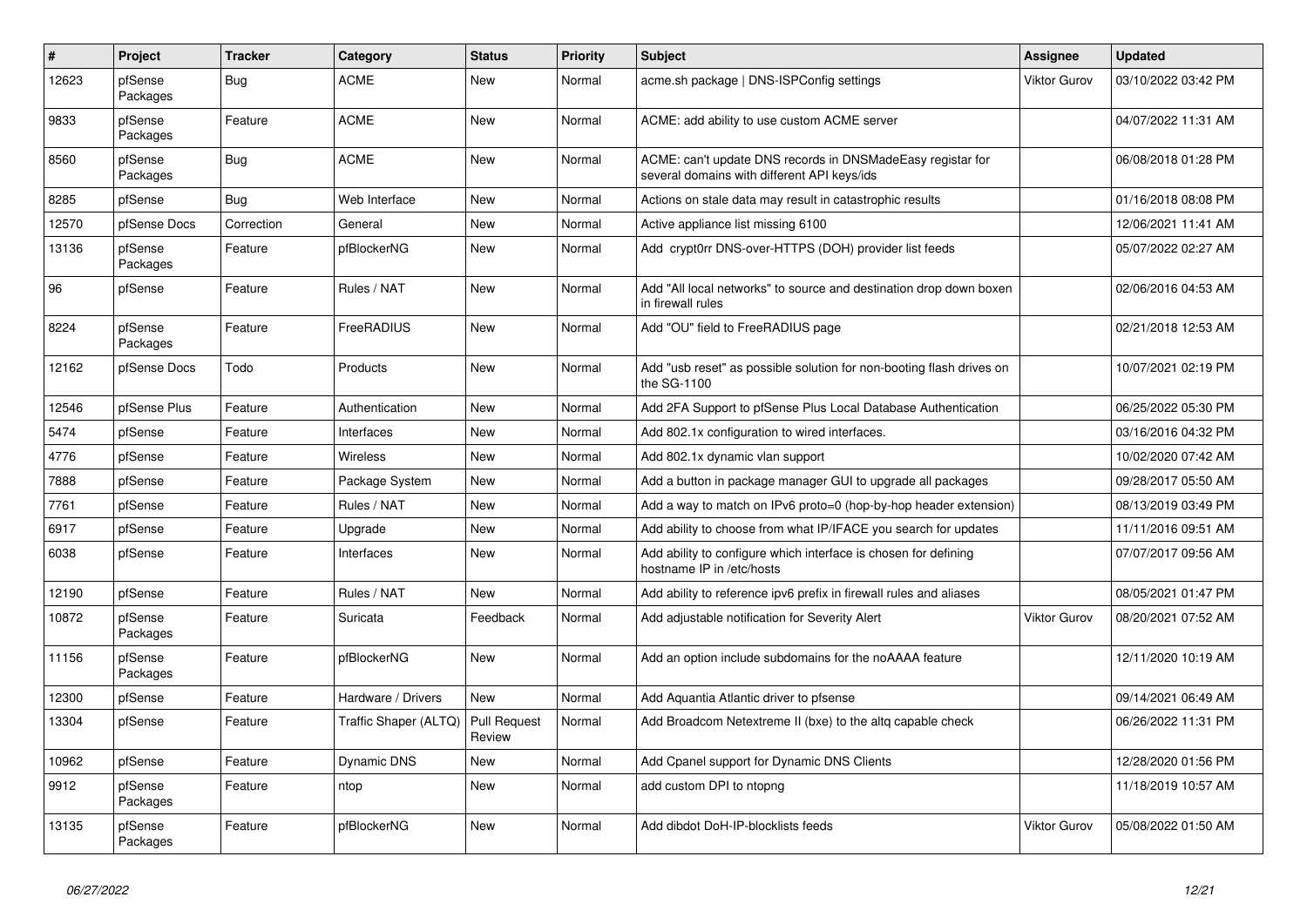| # | Project | Tracker | Category | Status | Priority | Subject | Assignee | Updated |
|---|---|---|---|---|---|---|---|---|
| 12623 | pfSense Packages | Bug | ACME | New | Normal | acme.sh package \| DNS-ISPConfig settings | Viktor Gurov | 03/10/2022 03:42 PM |
| 9833 | pfSense Packages | Feature | ACME | New | Normal | ACME: add ability to use custom ACME server | | 04/07/2022 11:31 AM |
| 8560 | pfSense Packages | Bug | ACME | New | Normal | ACME: can't update DNS records in DNSMadeEasy registar for several domains with different API keys/ids | | 06/08/2018 01:28 PM |
| 8285 | pfSense | Bug | Web Interface | New | Normal | Actions on stale data may result in catastrophic results | | 01/16/2018 08:08 PM |
| 12570 | pfSense Docs | Correction | General | New | Normal | Active appliance list missing 6100 | | 12/06/2021 11:41 AM |
| 13136 | pfSense Packages | Feature | pfBlockerNG | New | Normal | Add crypt0rr DNS-over-HTTPS (DOH) provider list feeds | | 05/07/2022 02:27 AM |
| 96 | pfSense | Feature | Rules / NAT | New | Normal | Add "All local networks" to source and destination drop down boxen in firewall rules | | 02/06/2016 04:53 AM |
| 8224 | pfSense Packages | Feature | FreeRADIUS | New | Normal | Add "OU" field to FreeRADIUS page | | 02/21/2018 12:53 AM |
| 12162 | pfSense Docs | Todo | Products | New | Normal | Add "usb reset" as possible solution for non-booting flash drives on the SG-1100 | | 10/07/2021 02:19 PM |
| 12546 | pfSense Plus | Feature | Authentication | New | Normal | Add 2FA Support to pfSense Plus Local Database Authentication | | 06/25/2022 05:30 PM |
| 5474 | pfSense | Feature | Interfaces | New | Normal | Add 802.1x configuration to wired interfaces. | | 03/16/2016 04:32 PM |
| 4776 | pfSense | Feature | Wireless | New | Normal | Add 802.1x dynamic vlan support | | 10/02/2020 07:42 AM |
| 7888 | pfSense | Feature | Package System | New | Normal | Add a button in package manager GUI to upgrade all packages | | 09/28/2017 05:50 AM |
| 7761 | pfSense | Feature | Rules / NAT | New | Normal | Add a way to match on IPv6 proto=0 (hop-by-hop header extension) | | 08/13/2019 03:49 PM |
| 6917 | pfSense | Feature | Upgrade | New | Normal | Add ability to choose from what IP/IFACE you search for updates | | 11/11/2016 09:51 AM |
| 6038 | pfSense | Feature | Interfaces | New | Normal | Add ability to configure which interface is chosen for defining hostname IP in /etc/hosts | | 07/07/2017 09:56 AM |
| 12190 | pfSense | Feature | Rules / NAT | New | Normal | Add ability to reference ipv6 prefix in firewall rules and aliases | | 08/05/2021 01:47 PM |
| 10872 | pfSense Packages | Feature | Suricata | Feedback | Normal | Add adjustable notification for Severity Alert | Viktor Gurov | 08/20/2021 07:52 AM |
| 11156 | pfSense Packages | Feature | pfBlockerNG | New | Normal | Add an option include subdomains for the noAAAA feature | | 12/11/2020 10:19 AM |
| 12300 | pfSense | Feature | Hardware / Drivers | New | Normal | Add Aquantia Atlantic driver to pfsense | | 09/14/2021 06:49 AM |
| 13304 | pfSense | Feature | Traffic Shaper (ALTQ) | Pull Request Review | Normal | Add Broadcom Netextreme II (bxe) to the altq capable check | | 06/26/2022 11:31 PM |
| 10962 | pfSense | Feature | Dynamic DNS | New | Normal | Add Cpanel support for Dynamic DNS Clients | | 12/28/2020 01:56 PM |
| 9912 | pfSense Packages | Feature | ntop | New | Normal | add custom DPI to ntopng | | 11/18/2019 10:57 AM |
| 13135 | pfSense Packages | Feature | pfBlockerNG | New | Normal | Add dibdot DoH-IP-blocklists feeds | Viktor Gurov | 05/08/2022 01:50 AM |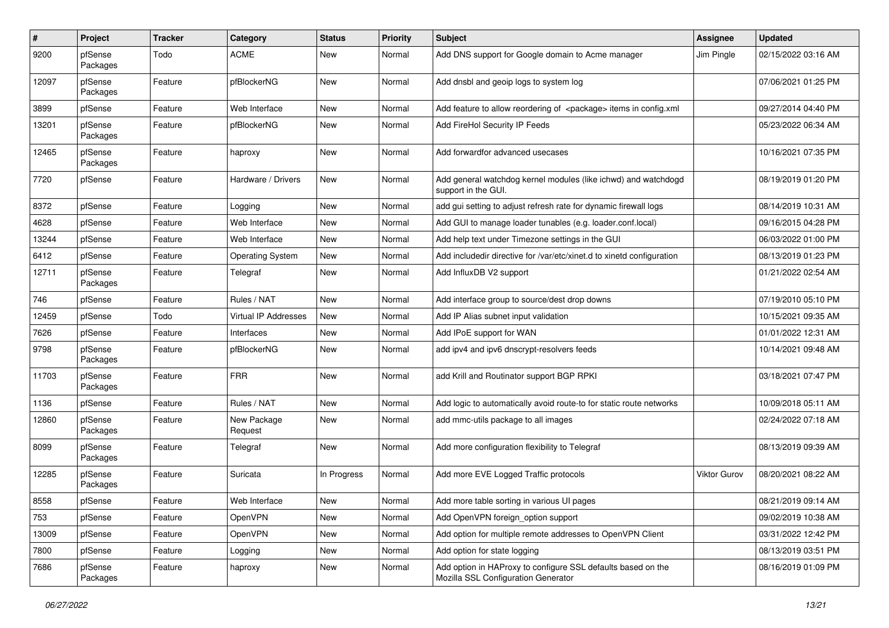| # | Project | Tracker | Category | Status | Priority | Subject | Assignee | Updated |
|---|---|---|---|---|---|---|---|---|
| 9200 | pfSense Packages | Todo | ACME | New | Normal | Add DNS support for Google domain to Acme manager | Jim Pingle | 02/15/2022 03:16 AM |
| 12097 | pfSense Packages | Feature | pfBlockerNG | New | Normal | Add dnsbl and geoip logs to system log | | 07/06/2021 01:25 PM |
| 3899 | pfSense | Feature | Web Interface | New | Normal | Add feature to allow reordering of <package> items in config.xml | | 09/27/2014 04:40 PM |
| 13201 | pfSense Packages | Feature | pfBlockerNG | New | Normal | Add FireHol Security IP Feeds | | 05/23/2022 06:34 AM |
| 12465 | pfSense Packages | Feature | haproxy | New | Normal | Add forwardfor advanced usecases | | 10/16/2021 07:35 PM |
| 7720 | pfSense | Feature | Hardware / Drivers | New | Normal | Add general watchdog kernel modules (like ichwd) and watchdogd support in the GUI. | | 08/19/2019 01:20 PM |
| 8372 | pfSense | Feature | Logging | New | Normal | add gui setting to adjust refresh rate for dynamic firewall logs | | 08/14/2019 10:31 AM |
| 4628 | pfSense | Feature | Web Interface | New | Normal | Add GUI to manage loader tunables (e.g. loader.conf.local) | | 09/16/2015 04:28 PM |
| 13244 | pfSense | Feature | Web Interface | New | Normal | Add help text under Timezone settings in the GUI | | 06/03/2022 01:00 PM |
| 6412 | pfSense | Feature | Operating System | New | Normal | Add includedir directive for /var/etc/xinet.d to xinetd configuration | | 08/13/2019 01:23 PM |
| 12711 | pfSense Packages | Feature | Telegraf | New | Normal | Add InfluxDB V2 support | | 01/21/2022 02:54 AM |
| 746 | pfSense | Feature | Rules / NAT | New | Normal | Add interface group to source/dest drop downs | | 07/19/2010 05:10 PM |
| 12459 | pfSense | Todo | Virtual IP Addresses | New | Normal | Add IP Alias subnet input validation | | 10/15/2021 09:35 AM |
| 7626 | pfSense | Feature | Interfaces | New | Normal | Add IPoE support for WAN | | 01/01/2022 12:31 AM |
| 9798 | pfSense Packages | Feature | pfBlockerNG | New | Normal | add ipv4 and ipv6 dnscrypt-resolvers feeds | | 10/14/2021 09:48 AM |
| 11703 | pfSense Packages | Feature | FRR | New | Normal | add Krill and Routinator support BGP RPKI | | 03/18/2021 07:47 PM |
| 1136 | pfSense | Feature | Rules / NAT | New | Normal | Add logic to automatically avoid route-to for static route networks | | 10/09/2018 05:11 AM |
| 12860 | pfSense Packages | Feature | New Package Request | New | Normal | add mmc-utils package to all images | | 02/24/2022 07:18 AM |
| 8099 | pfSense Packages | Feature | Telegraf | New | Normal | Add more configuration flexibility to Telegraf | | 08/13/2019 09:39 AM |
| 12285 | pfSense Packages | Feature | Suricata | In Progress | Normal | Add more EVE Logged Traffic protocols | Viktor Gurov | 08/20/2021 08:22 AM |
| 8558 | pfSense | Feature | Web Interface | New | Normal | Add more table sorting in various UI pages | | 08/21/2019 09:14 AM |
| 753 | pfSense | Feature | OpenVPN | New | Normal | Add OpenVPN foreign_option support | | 09/02/2019 10:38 AM |
| 13009 | pfSense | Feature | OpenVPN | New | Normal | Add option for multiple remote addresses to OpenVPN Client | | 03/31/2022 12:42 PM |
| 7800 | pfSense | Feature | Logging | New | Normal | Add option for state logging | | 08/13/2019 03:51 PM |
| 7686 | pfSense Packages | Feature | haproxy | New | Normal | Add option in HAProxy to configure SSL defaults based on the Mozilla SSL Configuration Generator | | 08/16/2019 01:09 PM |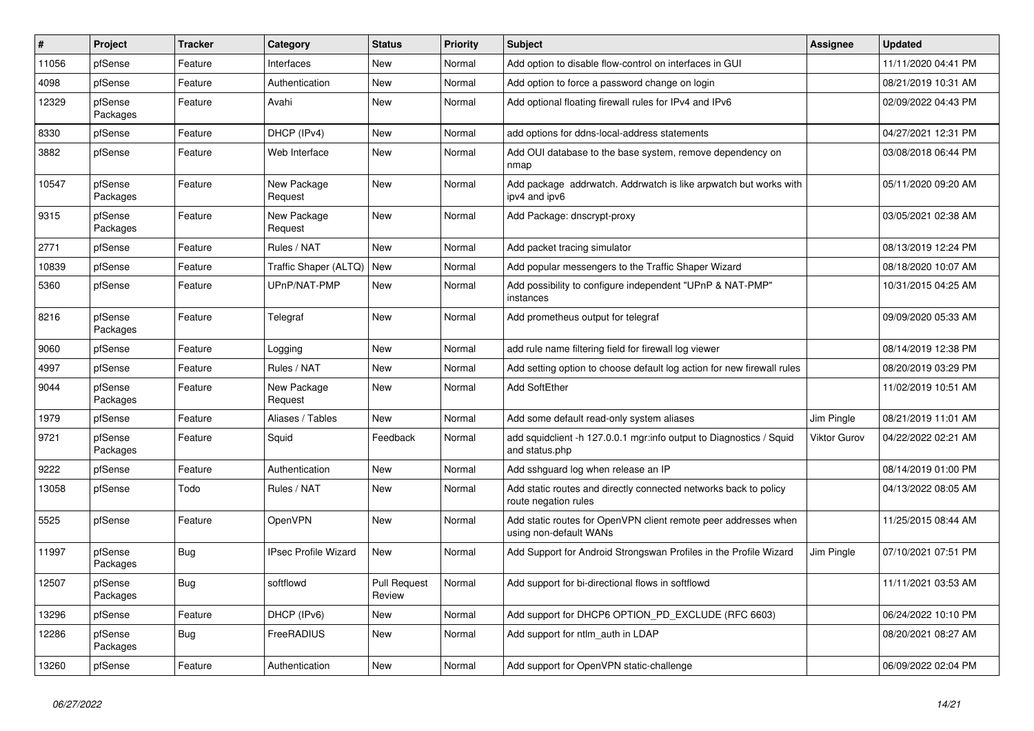| # | Project | Tracker | Category | Status | Priority | Subject | Assignee | Updated |
| --- | --- | --- | --- | --- | --- | --- | --- | --- |
| 11056 | pfSense | Feature | Interfaces | New | Normal | Add option to disable flow-control on interfaces in GUI | | 11/11/2020 04:41 PM |
| 4098 | pfSense | Feature | Authentication | New | Normal | Add option to force a password change on login | | 08/21/2019 10:31 AM |
| 12329 | pfSense Packages | Feature | Avahi | New | Normal | Add optional floating firewall rules for IPv4 and IPv6 | | 02/09/2022 04:43 PM |
| 8330 | pfSense | Feature | DHCP (IPv4) | New | Normal | add options for ddns-local-address statements | | 04/27/2021 12:31 PM |
| 3882 | pfSense | Feature | Web Interface | New | Normal | Add OUI database to the base system, remove dependency on nmap | | 03/08/2018 06:44 PM |
| 10547 | pfSense Packages | Feature | New Package Request | New | Normal | Add package addrwatch. Addrwatch is like arpwatch but works with ipv4 and ipv6 | | 05/11/2020 09:20 AM |
| 9315 | pfSense Packages | Feature | New Package Request | New | Normal | Add Package: dnscrypt-proxy | | 03/05/2021 02:38 AM |
| 2771 | pfSense | Feature | Rules / NAT | New | Normal | Add packet tracing simulator | | 08/13/2019 12:24 PM |
| 10839 | pfSense | Feature | Traffic Shaper (ALTQ) | New | Normal | Add popular messengers to the Traffic Shaper Wizard | | 08/18/2020 10:07 AM |
| 5360 | pfSense | Feature | UPnP/NAT-PMP | New | Normal | Add possibility to configure independent "UPnP & NAT-PMP" instances | | 10/31/2015 04:25 AM |
| 8216 | pfSense Packages | Feature | Telegraf | New | Normal | Add prometheus output for telegraf | | 09/09/2020 05:33 AM |
| 9060 | pfSense | Feature | Logging | New | Normal | add rule name filtering field for firewall log viewer | | 08/14/2019 12:38 PM |
| 4997 | pfSense | Feature | Rules / NAT | New | Normal | Add setting option to choose default log action for new firewall rules | | 08/20/2019 03:29 PM |
| 9044 | pfSense Packages | Feature | New Package Request | New | Normal | Add SoftEther | | 11/02/2019 10:51 AM |
| 1979 | pfSense | Feature | Aliases / Tables | New | Normal | Add some default read-only system aliases | Jim Pingle | 08/21/2019 11:01 AM |
| 9721 | pfSense Packages | Feature | Squid | Feedback | Normal | add squidclient -h 127.0.0.1 mgr:info output to Diagnostics / Squid and status.php | Viktor Gurov | 04/22/2022 02:21 AM |
| 9222 | pfSense | Feature | Authentication | New | Normal | Add sshguard log when release an IP | | 08/14/2019 01:00 PM |
| 13058 | pfSense | Todo | Rules / NAT | New | Normal | Add static routes and directly connected networks back to policy route negation rules | | 04/13/2022 08:05 AM |
| 5525 | pfSense | Feature | OpenVPN | New | Normal | Add static routes for OpenVPN client remote peer addresses when using non-default WANs | | 11/25/2015 08:44 AM |
| 11997 | pfSense Packages | Bug | IPsec Profile Wizard | New | Normal | Add Support for Android Strongswan Profiles in the Profile Wizard | Jim Pingle | 07/10/2021 07:51 PM |
| 12507 | pfSense Packages | Bug | softflowd | Pull Request Review | Normal | Add support for bi-directional flows in softflowd | | 11/11/2021 03:53 AM |
| 13296 | pfSense | Feature | DHCP (IPv6) | New | Normal | Add support for DHCP6 OPTION_PD_EXCLUDE (RFC 6603) | | 06/24/2022 10:10 PM |
| 12286 | pfSense Packages | Bug | FreeRADIUS | New | Normal | Add support for ntlm_auth in LDAP | | 08/20/2021 08:27 AM |
| 13260 | pfSense | Feature | Authentication | New | Normal | Add support for OpenVPN static-challenge | | 06/09/2022 02:04 PM |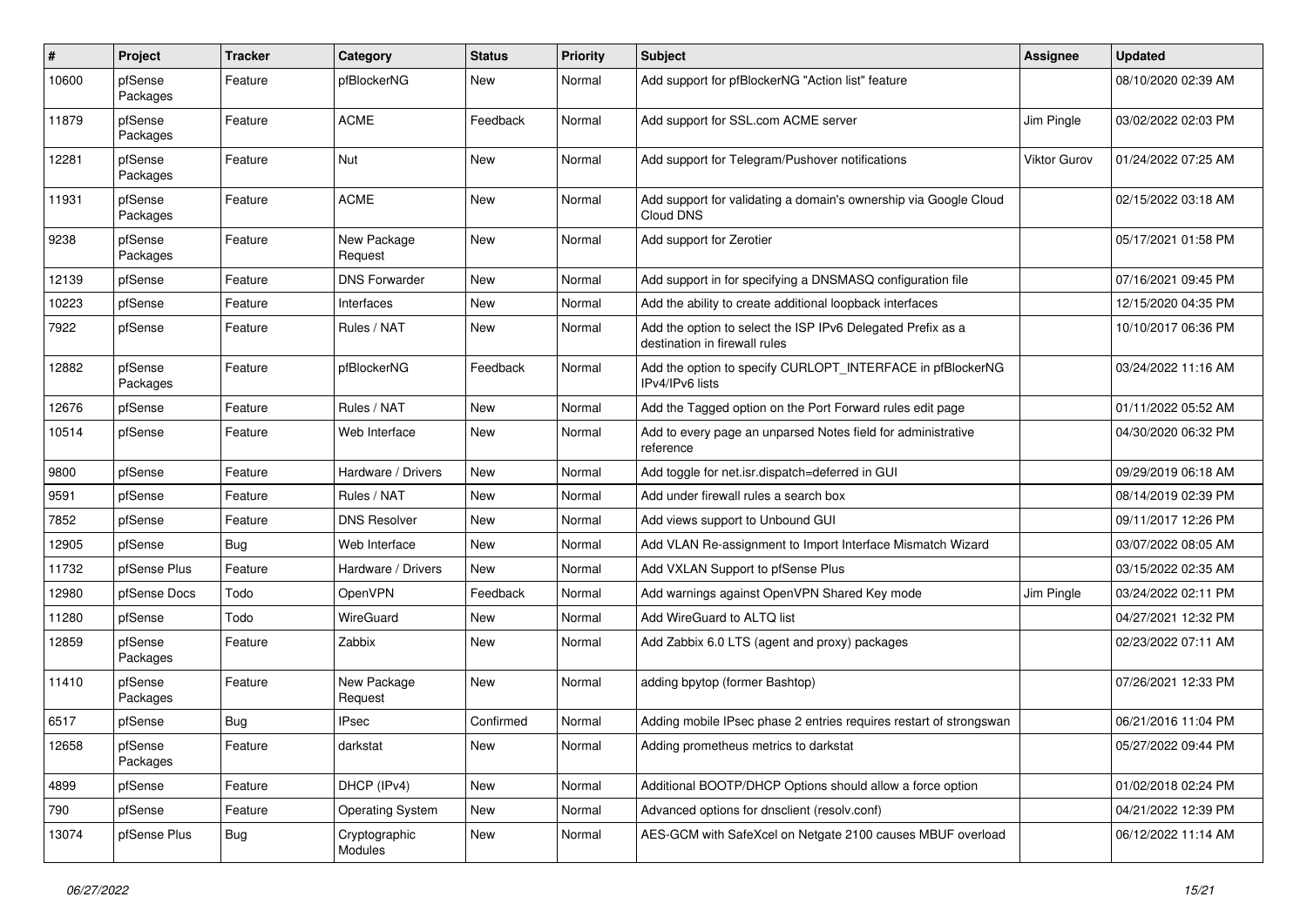| # | Project | Tracker | Category | Status | Priority | Subject | Assignee | Updated |
|---|---|---|---|---|---|---|---|---|
| 10600 | pfSense Packages | Feature | pfBlockerNG | New | Normal | Add support for pfBlockerNG "Action list" feature | | 08/10/2020 02:39 AM |
| 11879 | pfSense Packages | Feature | ACME | Feedback | Normal | Add support for SSL.com ACME server | Jim Pingle | 03/02/2022 02:03 PM |
| 12281 | pfSense Packages | Feature | Nut | New | Normal | Add support for Telegram/Pushover notifications | Viktor Gurov | 01/24/2022 07:25 AM |
| 11931 | pfSense Packages | Feature | ACME | New | Normal | Add support for validating a domain's ownership via Google Cloud Cloud DNS | | 02/15/2022 03:18 AM |
| 9238 | pfSense Packages | Feature | New Package Request | New | Normal | Add support for Zerotier | | 05/17/2021 01:58 PM |
| 12139 | pfSense | Feature | DNS Forwarder | New | Normal | Add support in for specifying a DNSMASQ configuration file | | 07/16/2021 09:45 PM |
| 10223 | pfSense | Feature | Interfaces | New | Normal | Add the ability to create additional loopback interfaces | | 12/15/2020 04:35 PM |
| 7922 | pfSense | Feature | Rules / NAT | New | Normal | Add the option to select the ISP IPv6 Delegated Prefix as a destination in firewall rules | | 10/10/2017 06:36 PM |
| 12882 | pfSense Packages | Feature | pfBlockerNG | Feedback | Normal | Add the option to specify CURLOPT_INTERFACE in pfBlockerNG IPv4/IPv6 lists | | 03/24/2022 11:16 AM |
| 12676 | pfSense | Feature | Rules / NAT | New | Normal | Add the Tagged option on the Port Forward rules edit page | | 01/11/2022 05:52 AM |
| 10514 | pfSense | Feature | Web Interface | New | Normal | Add to every page an unparsed Notes field for administrative reference | | 04/30/2020 06:32 PM |
| 9800 | pfSense | Feature | Hardware / Drivers | New | Normal | Add toggle for net.isr.dispatch=deferred in GUI | | 09/29/2019 06:18 AM |
| 9591 | pfSense | Feature | Rules / NAT | New | Normal | Add under firewall rules a search box | | 08/14/2019 02:39 PM |
| 7852 | pfSense | Feature | DNS Resolver | New | Normal | Add views support to Unbound GUI | | 09/11/2017 12:26 PM |
| 12905 | pfSense | Bug | Web Interface | New | Normal | Add VLAN Re-assignment to Import Interface Mismatch Wizard | | 03/07/2022 08:05 AM |
| 11732 | pfSense Plus | Feature | Hardware / Drivers | New | Normal | Add VXLAN Support to pfSense Plus | | 03/15/2022 02:35 AM |
| 12980 | pfSense Docs | Todo | OpenVPN | Feedback | Normal | Add warnings against OpenVPN Shared Key mode | Jim Pingle | 03/24/2022 02:11 PM |
| 11280 | pfSense | Todo | WireGuard | New | Normal | Add WireGuard to ALTQ list | | 04/27/2021 12:32 PM |
| 12859 | pfSense Packages | Feature | Zabbix | New | Normal | Add Zabbix 6.0 LTS (agent and proxy) packages | | 02/23/2022 07:11 AM |
| 11410 | pfSense Packages | Feature | New Package Request | New | Normal | adding bpytop (former Bashtop) | | 07/26/2021 12:33 PM |
| 6517 | pfSense | Bug | IPsec | Confirmed | Normal | Adding mobile IPsec phase 2 entries requires restart of strongswan | | 06/21/2016 11:04 PM |
| 12658 | pfSense Packages | Feature | darkstat | New | Normal | Adding prometheus metrics to darkstat | | 05/27/2022 09:44 PM |
| 4899 | pfSense | Feature | DHCP (IPv4) | New | Normal | Additional BOOTP/DHCP Options should allow a force option | | 01/02/2018 02:24 PM |
| 790 | pfSense | Feature | Operating System | New | Normal | Advanced options for dnsclient (resolv.conf) | | 04/21/2022 12:39 PM |
| 13074 | pfSense Plus | Bug | Cryptographic Modules | New | Normal | AES-GCM with SafeXcel on Netgate 2100 causes MBUF overload | | 06/12/2022 11:14 AM |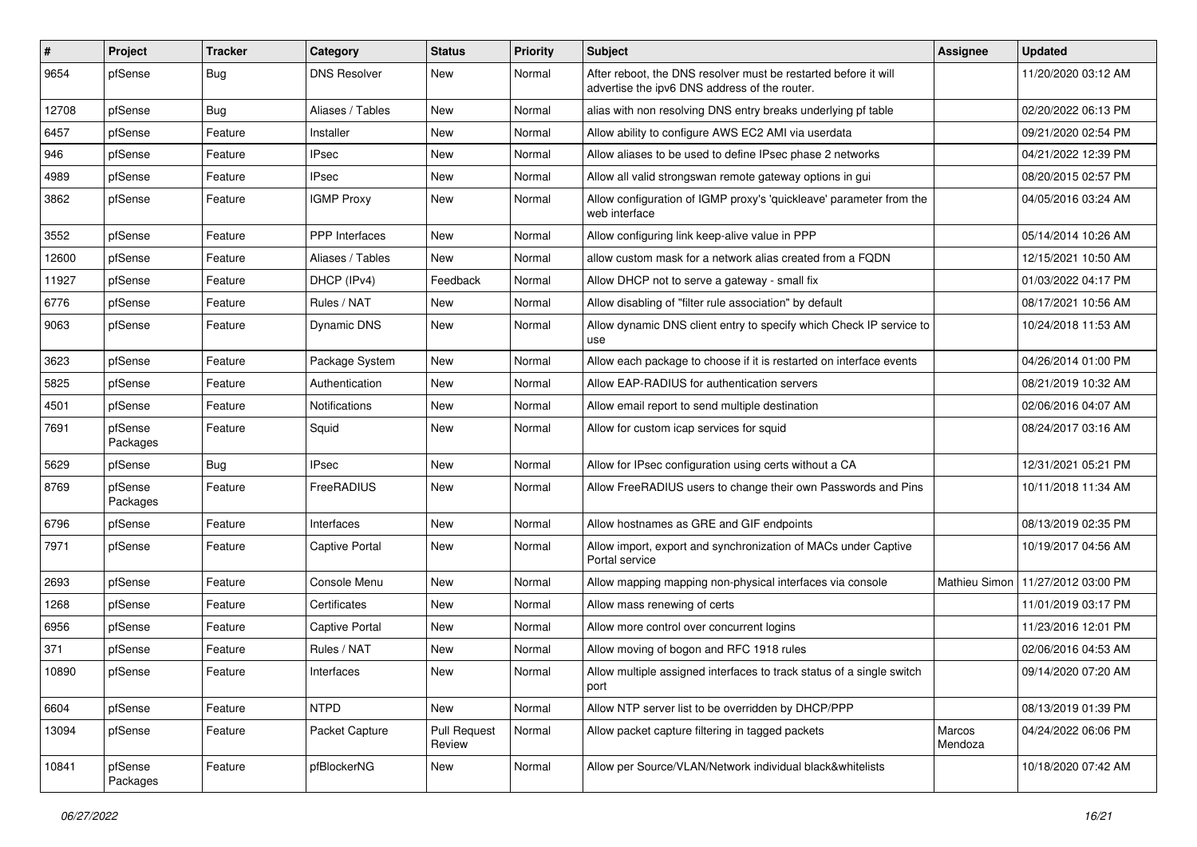| # | Project | Tracker | Category | Status | Priority | Subject | Assignee | Updated |
|---|---|---|---|---|---|---|---|---|
| 9654 | pfSense | Bug | DNS Resolver | New | Normal | After reboot, the DNS resolver must be restarted before it will advertise the ipv6 DNS address of the router. | | 11/20/2020 03:12 AM |
| 12708 | pfSense | Bug | Aliases / Tables | New | Normal | alias with non resolving DNS entry breaks underlying pf table | | 02/20/2022 06:13 PM |
| 6457 | pfSense | Feature | Installer | New | Normal | Allow ability to configure AWS EC2 AMI via userdata | | 09/21/2020 02:54 PM |
| 946 | pfSense | Feature | IPsec | New | Normal | Allow aliases to be used to define IPsec phase 2 networks | | 04/21/2022 12:39 PM |
| 4989 | pfSense | Feature | IPsec | New | Normal | Allow all valid strongswan remote gateway options in gui | | 08/20/2015 02:57 PM |
| 3862 | pfSense | Feature | IGMP Proxy | New | Normal | Allow configuration of IGMP proxy's 'quickleave' parameter from the web interface | | 04/05/2016 03:24 AM |
| 3552 | pfSense | Feature | PPP Interfaces | New | Normal | Allow configuring link keep-alive value in PPP | | 05/14/2014 10:26 AM |
| 12600 | pfSense | Feature | Aliases / Tables | New | Normal | allow custom mask for a network alias created from a FQDN | | 12/15/2021 10:50 AM |
| 11927 | pfSense | Feature | DHCP (IPv4) | Feedback | Normal | Allow DHCP not to serve a gateway - small fix | | 01/03/2022 04:17 PM |
| 6776 | pfSense | Feature | Rules / NAT | New | Normal | Allow disabling of "filter rule association" by default | | 08/17/2021 10:56 AM |
| 9063 | pfSense | Feature | Dynamic DNS | New | Normal | Allow dynamic DNS client entry to specify which Check IP service to use | | 10/24/2018 11:53 AM |
| 3623 | pfSense | Feature | Package System | New | Normal | Allow each package to choose if it is restarted on interface events | | 04/26/2014 01:00 PM |
| 5825 | pfSense | Feature | Authentication | New | Normal | Allow EAP-RADIUS for authentication servers | | 08/21/2019 10:32 AM |
| 4501 | pfSense | Feature | Notifications | New | Normal | Allow email report to send multiple destination | | 02/06/2016 04:07 AM |
| 7691 | pfSense Packages | Feature | Squid | New | Normal | Allow for custom icap services for squid | | 08/24/2017 03:16 AM |
| 5629 | pfSense | Bug | IPsec | New | Normal | Allow for IPsec configuration using certs without a CA | | 12/31/2021 05:21 PM |
| 8769 | pfSense Packages | Feature | FreeRADIUS | New | Normal | Allow FreeRADIUS users to change their own Passwords and Pins | | 10/11/2018 11:34 AM |
| 6796 | pfSense | Feature | Interfaces | New | Normal | Allow hostnames as GRE and GIF endpoints | | 08/13/2019 02:35 PM |
| 7971 | pfSense | Feature | Captive Portal | New | Normal | Allow import, export and synchronization of MACs under Captive Portal service | | 10/19/2017 04:56 AM |
| 2693 | pfSense | Feature | Console Menu | New | Normal | Allow mapping mapping non-physical interfaces via console | Mathieu Simon | 11/27/2012 03:00 PM |
| 1268 | pfSense | Feature | Certificates | New | Normal | Allow mass renewing of certs | | 11/01/2019 03:17 PM |
| 6956 | pfSense | Feature | Captive Portal | New | Normal | Allow more control over concurrent logins | | 11/23/2016 12:01 PM |
| 371 | pfSense | Feature | Rules / NAT | New | Normal | Allow moving of bogon and RFC 1918 rules | | 02/06/2016 04:53 AM |
| 10890 | pfSense | Feature | Interfaces | New | Normal | Allow multiple assigned interfaces to track status of a single switch port | | 09/14/2020 07:20 AM |
| 6604 | pfSense | Feature | NTPD | New | Normal | Allow NTP server list to be overridden by DHCP/PPP | | 08/13/2019 01:39 PM |
| 13094 | pfSense | Feature | Packet Capture | Pull Request Review | Normal | Allow packet capture filtering in tagged packets | Marcos Mendoza | 04/24/2022 06:06 PM |
| 10841 | pfSense Packages | Feature | pfBlockerNG | New | Normal | Allow per Source/VLAN/Network individual black&whitelists | | 10/18/2020 07:42 AM |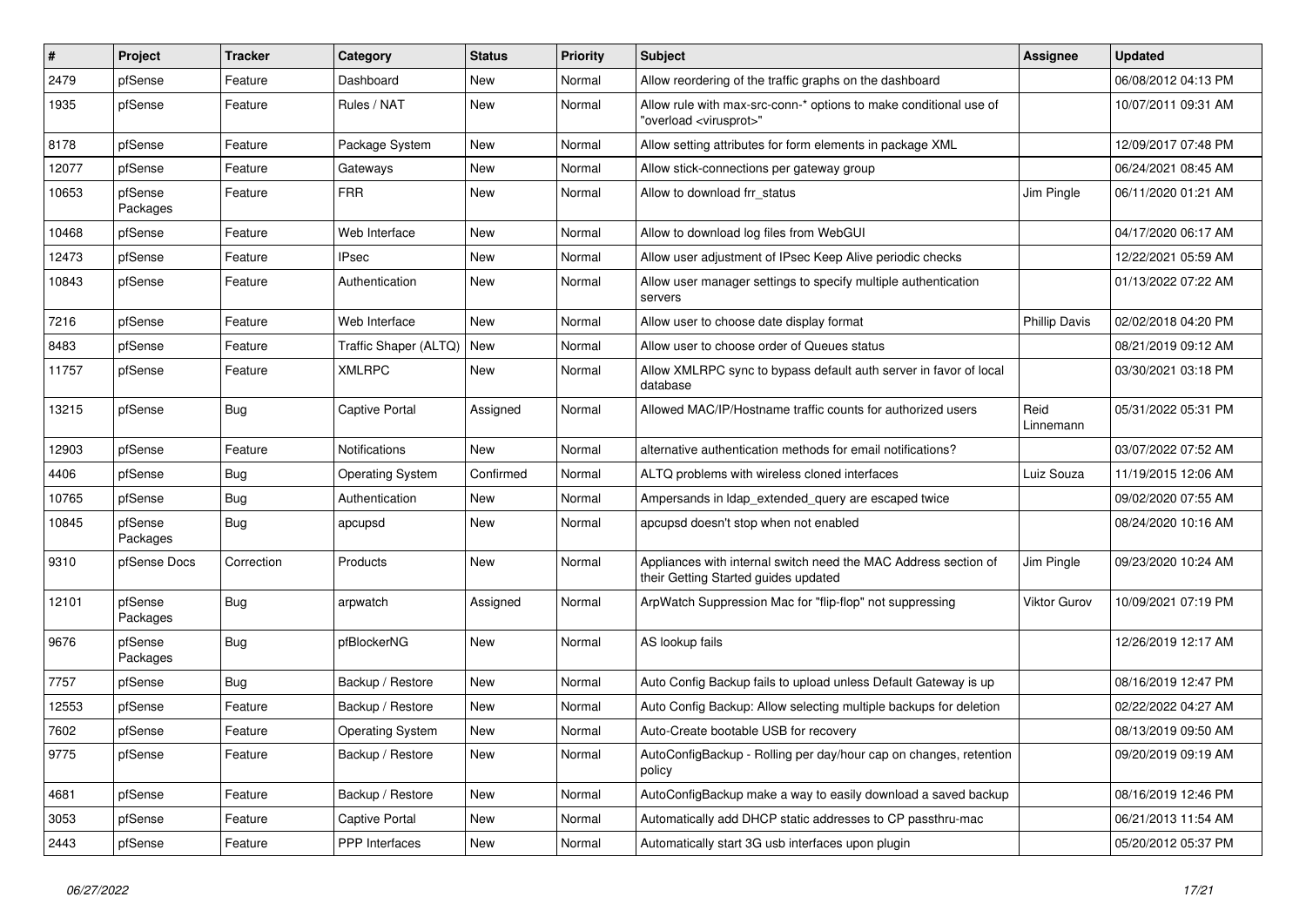| # | Project | Tracker | Category | Status | Priority | Subject | Assignee | Updated |
|---|---|---|---|---|---|---|---|---|
| 2479 | pfSense | Feature | Dashboard | New | Normal | Allow reordering of the traffic graphs on the dashboard | | 06/08/2012 04:13 PM |
| 1935 | pfSense | Feature | Rules / NAT | New | Normal | Allow rule with max-src-conn-* options to make conditional use of "overload <virusprot>" | | 10/07/2011 09:31 AM |
| 8178 | pfSense | Feature | Package System | New | Normal | Allow setting attributes for form elements in package XML | | 12/09/2017 07:48 PM |
| 12077 | pfSense | Feature | Gateways | New | Normal | Allow stick-connections per gateway group | | 06/24/2021 08:45 AM |
| 10653 | pfSense Packages | Feature | FRR | New | Normal | Allow to download frr_status | Jim Pingle | 06/11/2020 01:21 AM |
| 10468 | pfSense | Feature | Web Interface | New | Normal | Allow to download log files from WebGUI | | 04/17/2020 06:17 AM |
| 12473 | pfSense | Feature | IPsec | New | Normal | Allow user adjustment of IPsec Keep Alive periodic checks | | 12/22/2021 05:59 AM |
| 10843 | pfSense | Feature | Authentication | New | Normal | Allow user manager settings to specify multiple authentication servers | | 01/13/2022 07:22 AM |
| 7216 | pfSense | Feature | Web Interface | New | Normal | Allow user to choose date display format | Phillip Davis | 02/02/2018 04:20 PM |
| 8483 | pfSense | Feature | Traffic Shaper (ALTQ) | New | Normal | Allow user to choose order of Queues status | | 08/21/2019 09:12 AM |
| 11757 | pfSense | Feature | XMLRPC | New | Normal | Allow XMLRPC sync to bypass default auth server in favor of local database | | 03/30/2021 03:18 PM |
| 13215 | pfSense | Bug | Captive Portal | Assigned | Normal | Allowed MAC/IP/Hostname traffic counts for authorized users | Reid Linnemann | 05/31/2022 05:31 PM |
| 12903 | pfSense | Feature | Notifications | New | Normal | alternative authentication methods for email notifications? | | 03/07/2022 07:52 AM |
| 4406 | pfSense | Bug | Operating System | Confirmed | Normal | ALTQ problems with wireless cloned interfaces | Luiz Souza | 11/19/2015 12:06 AM |
| 10765 | pfSense | Bug | Authentication | New | Normal | Ampersands in ldap_extended_query are escaped twice | | 09/02/2020 07:55 AM |
| 10845 | pfSense Packages | Bug | apcupsd | New | Normal | apcupsd doesn't stop when not enabled | | 08/24/2020 10:16 AM |
| 9310 | pfSense Docs | Correction | Products | New | Normal | Appliances with internal switch need the MAC Address section of their Getting Started guides updated | Jim Pingle | 09/23/2020 10:24 AM |
| 12101 | pfSense Packages | Bug | arpwatch | Assigned | Normal | ArpWatch Suppression Mac for "flip-flop" not suppressing | Viktor Gurov | 10/09/2021 07:19 PM |
| 9676 | pfSense Packages | Bug | pfBlockerNG | New | Normal | AS lookup fails | | 12/26/2019 12:17 AM |
| 7757 | pfSense | Bug | Backup / Restore | New | Normal | Auto Config Backup fails to upload unless Default Gateway is up | | 08/16/2019 12:47 PM |
| 12553 | pfSense | Feature | Backup / Restore | New | Normal | Auto Config Backup: Allow selecting multiple backups for deletion | | 02/22/2022 04:27 AM |
| 7602 | pfSense | Feature | Operating System | New | Normal | Auto-Create bootable USB for recovery | | 08/13/2019 09:50 AM |
| 9775 | pfSense | Feature | Backup / Restore | New | Normal | AutoConfigBackup - Rolling per day/hour cap on changes, retention policy | | 09/20/2019 09:19 AM |
| 4681 | pfSense | Feature | Backup / Restore | New | Normal | AutoConfigBackup make a way to easily download a saved backup | | 08/16/2019 12:46 PM |
| 3053 | pfSense | Feature | Captive Portal | New | Normal | Automatically add DHCP static addresses to CP passthru-mac | | 06/21/2013 11:54 AM |
| 2443 | pfSense | Feature | PPP Interfaces | New | Normal | Automatically start 3G usb interfaces upon plugin | | 05/20/2012 05:37 PM |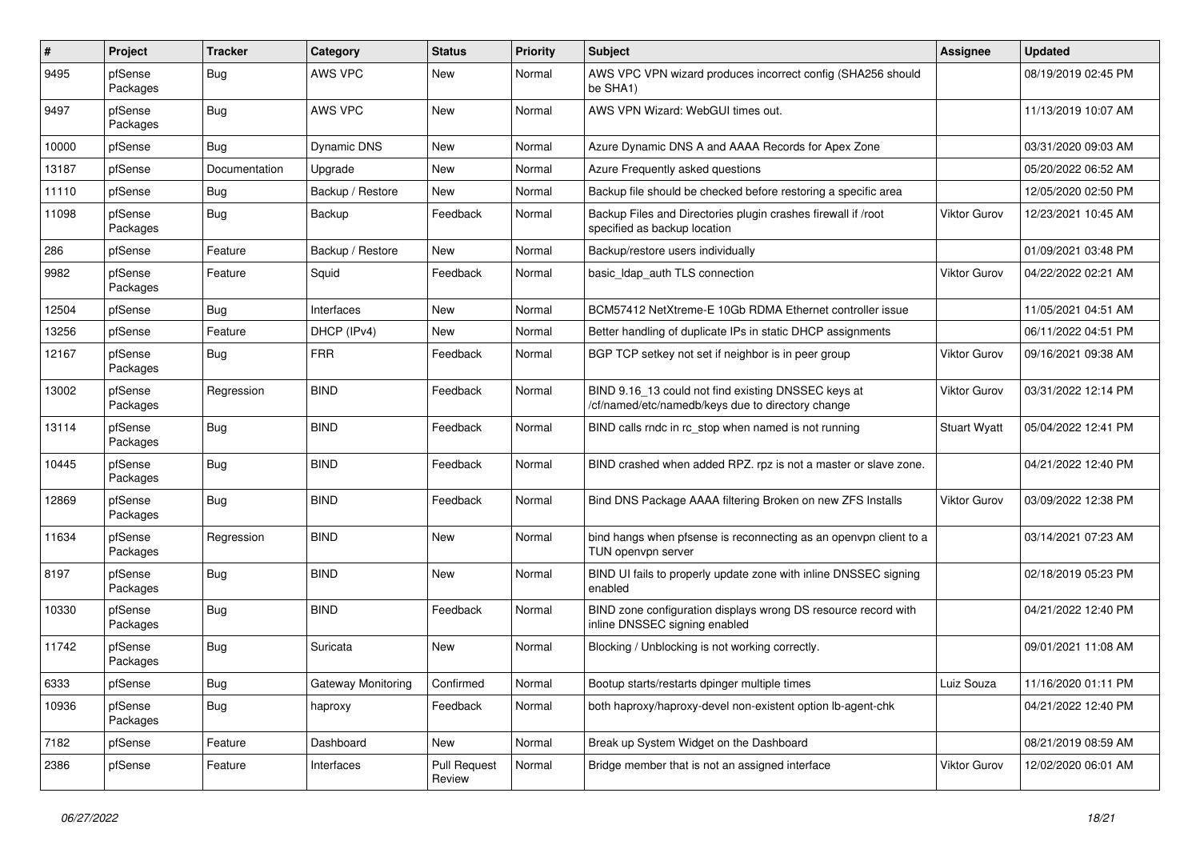| # | Project | Tracker | Category | Status | Priority | Subject | Assignee | Updated |
|---|---|---|---|---|---|---|---|---|
| 9495 | pfSense Packages | Bug | AWS VPC | New | Normal | AWS VPC VPN wizard produces incorrect config (SHA256 should be SHA1) | | 08/19/2019 02:45 PM |
| 9497 | pfSense Packages | Bug | AWS VPC | New | Normal | AWS VPN Wizard: WebGUI times out. | | 11/13/2019 10:07 AM |
| 10000 | pfSense | Bug | Dynamic DNS | New | Normal | Azure Dynamic DNS A and AAAA Records for Apex Zone | | 03/31/2020 09:03 AM |
| 13187 | pfSense | Documentation | Upgrade | New | Normal | Azure Frequently asked questions | | 05/20/2022 06:52 AM |
| 11110 | pfSense | Bug | Backup / Restore | New | Normal | Backup file should be checked before restoring a specific area | | 12/05/2020 02:50 PM |
| 11098 | pfSense Packages | Bug | Backup | Feedback | Normal | Backup Files and Directories plugin crashes firewall if /root specified as backup location | Viktor Gurov | 12/23/2021 10:45 AM |
| 286 | pfSense | Feature | Backup / Restore | New | Normal | Backup/restore users individually | | 01/09/2021 03:48 PM |
| 9982 | pfSense Packages | Feature | Squid | Feedback | Normal | basic_ldap_auth TLS connection | Viktor Gurov | 04/22/2022 02:21 AM |
| 12504 | pfSense | Bug | Interfaces | New | Normal | BCM57412 NetXtreme-E 10Gb RDMA Ethernet controller issue | | 11/05/2021 04:51 AM |
| 13256 | pfSense | Feature | DHCP (IPv4) | New | Normal | Better handling of duplicate IPs in static DHCP assignments | | 06/11/2022 04:51 PM |
| 12167 | pfSense Packages | Bug | FRR | Feedback | Normal | BGP TCP setkey not set if neighbor is in peer group | Viktor Gurov | 09/16/2021 09:38 AM |
| 13002 | pfSense Packages | Regression | BIND | Feedback | Normal | BIND 9.16_13 could not find existing DNSSEC keys at /cf/named/etc/namedb/keys due to directory change | Viktor Gurov | 03/31/2022 12:14 PM |
| 13114 | pfSense Packages | Bug | BIND | Feedback | Normal | BIND calls rndc in rc_stop when named is not running | Stuart Wyatt | 05/04/2022 12:41 PM |
| 10445 | pfSense Packages | Bug | BIND | Feedback | Normal | BIND crashed when added RPZ. rpz is not a master or slave zone. | | 04/21/2022 12:40 PM |
| 12869 | pfSense Packages | Bug | BIND | Feedback | Normal | Bind DNS Package AAAA filtering Broken on new ZFS Installs | Viktor Gurov | 03/09/2022 12:38 PM |
| 11634 | pfSense Packages | Regression | BIND | New | Normal | bind hangs when pfsense is reconnecting as an openvpn client to a TUN openvpn server | | 03/14/2021 07:23 AM |
| 8197 | pfSense Packages | Bug | BIND | New | Normal | BIND UI fails to properly update zone with inline DNSSEC signing enabled | | 02/18/2019 05:23 PM |
| 10330 | pfSense Packages | Bug | BIND | Feedback | Normal | BIND zone configuration displays wrong DS resource record with inline DNSSEC signing enabled | | 04/21/2022 12:40 PM |
| 11742 | pfSense Packages | Bug | Suricata | New | Normal | Blocking / Unblocking is not working correctly. | | 09/01/2021 11:08 AM |
| 6333 | pfSense | Bug | Gateway Monitoring | Confirmed | Normal | Bootup starts/restarts dpinger multiple times | Luiz Souza | 11/16/2020 01:11 PM |
| 10936 | pfSense Packages | Bug | haproxy | Feedback | Normal | both haproxy/haproxy-devel non-existent option lb-agent-chk | | 04/21/2022 12:40 PM |
| 7182 | pfSense | Feature | Dashboard | New | Normal | Break up System Widget on the Dashboard | | 08/21/2019 08:59 AM |
| 2386 | pfSense | Feature | Interfaces | Pull Request Review | Normal | Bridge member that is not an assigned interface | Viktor Gurov | 12/02/2020 06:01 AM |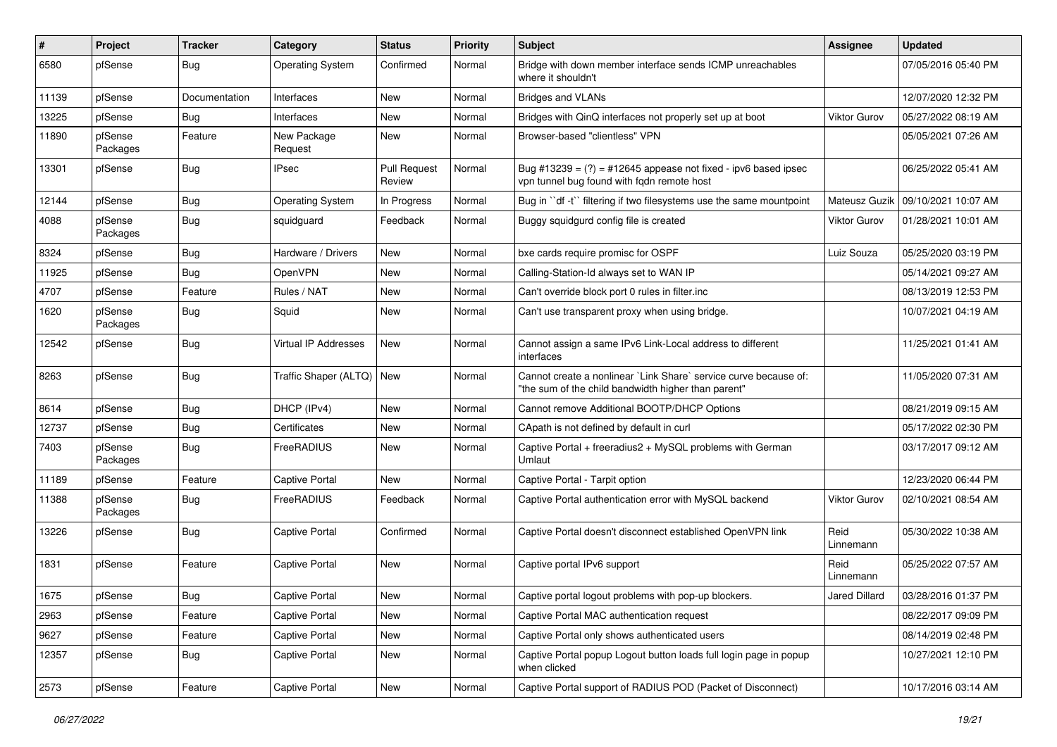| # | Project | Tracker | Category | Status | Priority | Subject | Assignee | Updated |
|---|---|---|---|---|---|---|---|---|
| 6580 | pfSense | Bug | Operating System | Confirmed | Normal | Bridge with down member interface sends ICMP unreachables where it shouldn't | | 07/05/2016 05:40 PM |
| 11139 | pfSense | Documentation | Interfaces | New | Normal | Bridges and VLANs | | 12/07/2020 12:32 PM |
| 13225 | pfSense | Bug | Interfaces | New | Normal | Bridges with QinQ interfaces not properly set up at boot | Viktor Gurov | 05/27/2022 08:19 AM |
| 11890 | pfSense Packages | Feature | New Package Request | New | Normal | Browser-based "clientless" VPN | | 05/05/2021 07:26 AM |
| 13301 | pfSense | Bug | IPsec | Pull Request Review | Normal | Bug #13239 = (?) = #12645 appease not fixed - ipv6 based ipsec vpn tunnel bug found with fqdn remote host | | 06/25/2022 05:41 AM |
| 12144 | pfSense | Bug | Operating System | In Progress | Normal | Bug in ``df -t`` filtering if two filesystems use the same mountpoint | Mateusz Guzik | 09/10/2021 10:07 AM |
| 4088 | pfSense Packages | Bug | squidguard | Feedback | Normal | Buggy squidgurd config file is created | Viktor Gurov | 01/28/2021 10:01 AM |
| 8324 | pfSense | Bug | Hardware / Drivers | New | Normal | bxe cards require promisc for OSPF | Luiz Souza | 05/25/2020 03:19 PM |
| 11925 | pfSense | Bug | OpenVPN | New | Normal | Calling-Station-Id always set to WAN IP | | 05/14/2021 09:27 AM |
| 4707 | pfSense | Feature | Rules / NAT | New | Normal | Can't override block port 0 rules in filter.inc | | 08/13/2019 12:53 PM |
| 1620 | pfSense Packages | Bug | Squid | New | Normal | Can't use transparent proxy when using bridge. | | 10/07/2021 04:19 AM |
| 12542 | pfSense | Bug | Virtual IP Addresses | New | Normal | Cannot assign a same IPv6 Link-Local address to different interfaces | | 11/25/2021 01:41 AM |
| 8263 | pfSense | Bug | Traffic Shaper (ALTQ) | New | Normal | Cannot create a nonlinear `Link Share` service curve because of: "the sum of the child bandwidth higher than parent" | | 11/05/2020 07:31 AM |
| 8614 | pfSense | Bug | DHCP (IPv4) | New | Normal | Cannot remove Additional BOOTP/DHCP Options | | 08/21/2019 09:15 AM |
| 12737 | pfSense | Bug | Certificates | New | Normal | CApath is not defined by default in curl | | 05/17/2022 02:30 PM |
| 7403 | pfSense Packages | Bug | FreeRADIUS | New | Normal | Captive Portal + freeradius2 + MySQL problems with German Umlaut | | 03/17/2017 09:12 AM |
| 11189 | pfSense | Feature | Captive Portal | New | Normal | Captive Portal - Tarpit option | | 12/23/2020 06:44 PM |
| 11388 | pfSense Packages | Bug | FreeRADIUS | Feedback | Normal | Captive Portal authentication error with MySQL backend | Viktor Gurov | 02/10/2021 08:54 AM |
| 13226 | pfSense | Bug | Captive Portal | Confirmed | Normal | Captive Portal doesn't disconnect established OpenVPN link | Reid Linnemann | 05/30/2022 10:38 AM |
| 1831 | pfSense | Feature | Captive Portal | New | Normal | Captive portal IPv6 support | Reid Linnemann | 05/25/2022 07:57 AM |
| 1675 | pfSense | Bug | Captive Portal | New | Normal | Captive portal logout problems with pop-up blockers. | Jared Dillard | 03/28/2016 01:37 PM |
| 2963 | pfSense | Feature | Captive Portal | New | Normal | Captive Portal MAC authentication request | | 08/22/2017 09:09 PM |
| 9627 | pfSense | Feature | Captive Portal | New | Normal | Captive Portal only shows authenticated users | | 08/14/2019 02:48 PM |
| 12357 | pfSense | Bug | Captive Portal | New | Normal | Captive Portal popup Logout button loads full login page in popup when clicked | | 10/27/2021 12:10 PM |
| 2573 | pfSense | Feature | Captive Portal | New | Normal | Captive Portal support of RADIUS POD (Packet of Disconnect) | | 10/17/2016 03:14 AM |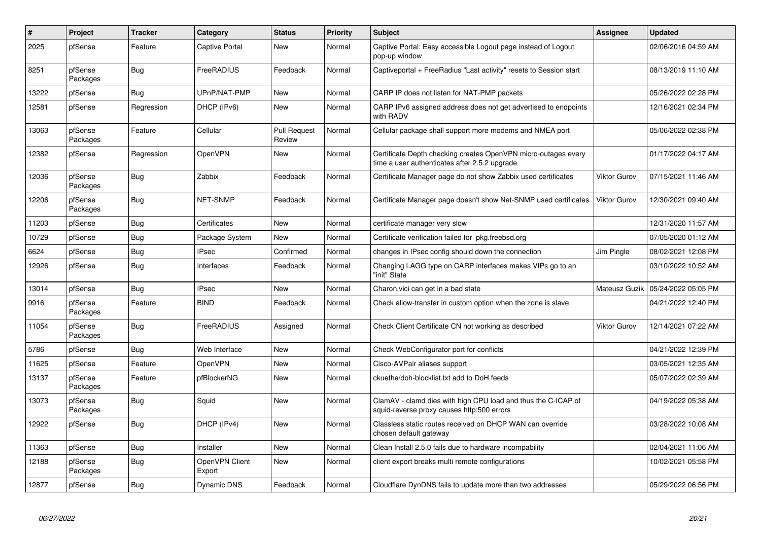| # | Project | Tracker | Category | Status | Priority | Subject | Assignee | Updated |
|---|---|---|---|---|---|---|---|---|
| 2025 | pfSense | Feature | Captive Portal | New | Normal | Captive Portal: Easy accessible Logout page instead of Logout pop-up window | | 02/06/2016 04:59 AM |
| 8251 | pfSense Packages | Bug | FreeRADIUS | Feedback | Normal | Captiveportal + FreeRadius "Last activity" resets to Session start | | 08/13/2019 11:10 AM |
| 13222 | pfSense | Bug | UPnP/NAT-PMP | New | Normal | CARP IP does not listen for NAT-PMP packets | | 05/26/2022 02:28 PM |
| 12581 | pfSense | Regression | DHCP (IPv6) | New | Normal | CARP IPv6 assigned address does not get advertised to endpoints with RADV | | 12/16/2021 02:34 PM |
| 13063 | pfSense Packages | Feature | Cellular | Pull Request Review | Normal | Cellular package shall support more modems and NMEA port | | 05/06/2022 02:38 PM |
| 12382 | pfSense | Regression | OpenVPN | New | Normal | Certificate Depth checking creates OpenVPN micro-outages every time a user authenticates after 2.5.2 upgrade | | 01/17/2022 04:17 AM |
| 12036 | pfSense Packages | Bug | Zabbix | Feedback | Normal | Certificate Manager page do not show Zabbix used certificates | Viktor Gurov | 07/15/2021 11:46 AM |
| 12206 | pfSense Packages | Bug | NET-SNMP | Feedback | Normal | Certificate Manager page doesn't show Net-SNMP used certificates | Viktor Gurov | 12/30/2021 09:40 AM |
| 11203 | pfSense | Bug | Certificates | New | Normal | certificate manager very slow | | 12/31/2020 11:57 AM |
| 10729 | pfSense | Bug | Package System | New | Normal | Certificate verification failed for pkg.freebsd.org | | 07/05/2020 01:12 AM |
| 6624 | pfSense | Bug | IPsec | Confirmed | Normal | changes in IPsec config should down the connection | Jim Pingle | 08/02/2021 12:08 PM |
| 12926 | pfSense | Bug | Interfaces | Feedback | Normal | Changing LAGG type on CARP interfaces makes VIPs go to an "init" State | | 03/10/2022 10:52 AM |
| 13014 | pfSense | Bug | IPsec | New | Normal | Charon.vici can get in a bad state | Mateusz Guzik | 05/24/2022 05:05 PM |
| 9916 | pfSense Packages | Feature | BIND | Feedback | Normal | Check allow-transfer in custom option when the zone is slave | | 04/21/2022 12:40 PM |
| 11054 | pfSense Packages | Bug | FreeRADIUS | Assigned | Normal | Check Client Certificate CN not working as described | Viktor Gurov | 12/14/2021 07:22 AM |
| 5786 | pfSense | Bug | Web Interface | New | Normal | Check WebConfigurator port for conflicts | | 04/21/2022 12:39 PM |
| 11625 | pfSense | Feature | OpenVPN | New | Normal | Cisco-AVPair aliases support | | 03/05/2021 12:35 AM |
| 13137 | pfSense Packages | Feature | pfBlockerNG | New | Normal | ckuethe/doh-blocklist.txt add to DoH feeds | | 05/07/2022 02:39 AM |
| 13073 | pfSense Packages | Bug | Squid | New | Normal | ClamAV - clamd dies with high CPU load and thus the C-ICAP of squid-reverse proxy causes http:500 errors | | 04/19/2022 05:38 AM |
| 12922 | pfSense | Bug | DHCP (IPv4) | New | Normal | Classless static routes received on DHCP WAN can override chosen default gateway | | 03/28/2022 10:08 AM |
| 11363 | pfSense | Bug | Installer | New | Normal | Clean Install 2.5.0 fails due to hardware incompability | | 02/04/2021 11:06 AM |
| 12188 | pfSense Packages | Bug | OpenVPN Client Export | New | Normal | client export breaks multi remote configurations | | 10/02/2021 05:58 PM |
| 12877 | pfSense | Bug | Dynamic DNS | Feedback | Normal | Cloudflare DynDNS fails to update more than two addresses | | 05/29/2022 06:56 PM |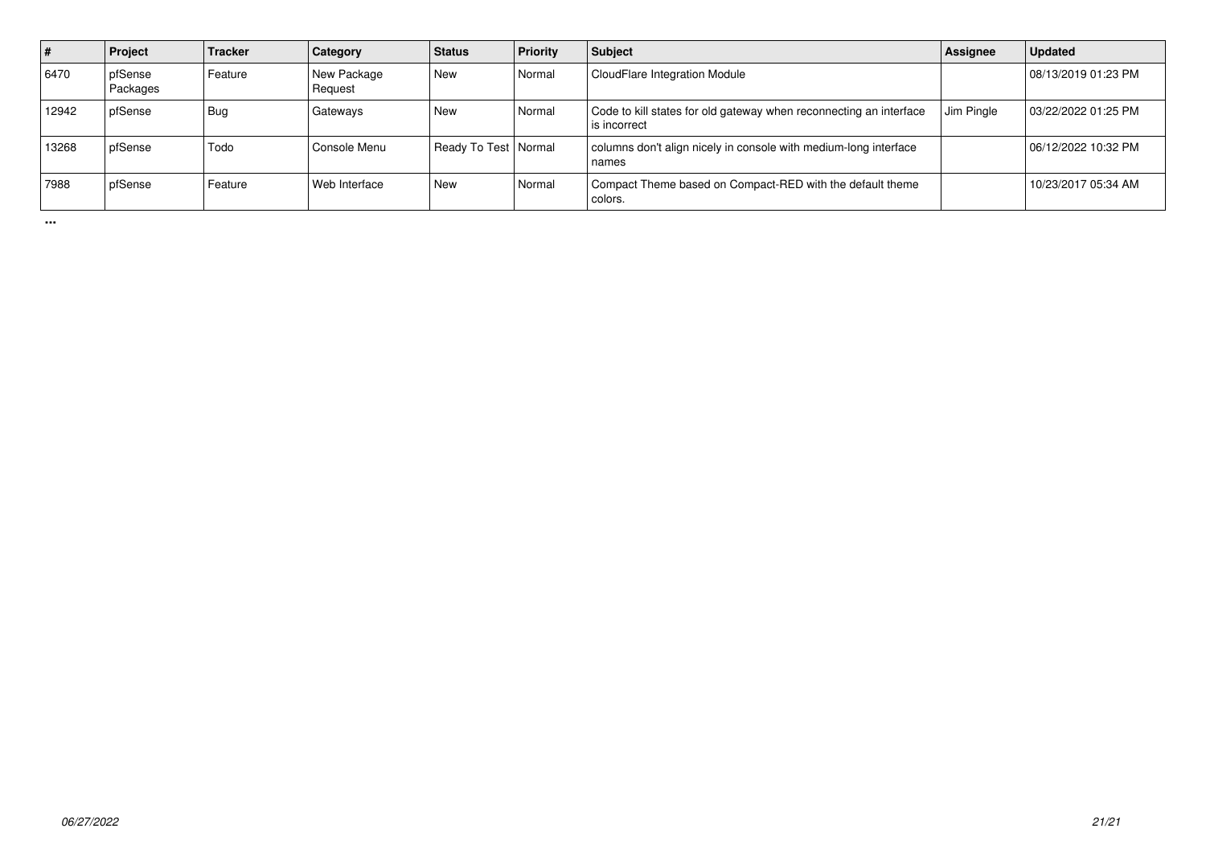| # | Project | Tracker | Category | Status | Priority | Subject | Assignee | Updated |
|---|---|---|---|---|---|---|---|---|
| 6470 | pfSense Packages | Feature | New Package Request | New | Normal | CloudFlare Integration Module | | 08/13/2019 01:23 PM |
| 12942 | pfSense | Bug | Gateways | New | Normal | Code to kill states for old gateway when reconnecting an interface is incorrect | Jim Pingle | 03/22/2022 01:25 PM |
| 13268 | pfSense | Todo | Console Menu | Ready To Test | Normal | columns don't align nicely in console with medium-long interface names | | 06/12/2022 10:32 PM |
| 7988 | pfSense | Feature | Web Interface | New | Normal | Compact Theme based on Compact-RED with the default theme colors. | | 10/23/2017 05:34 AM |

...